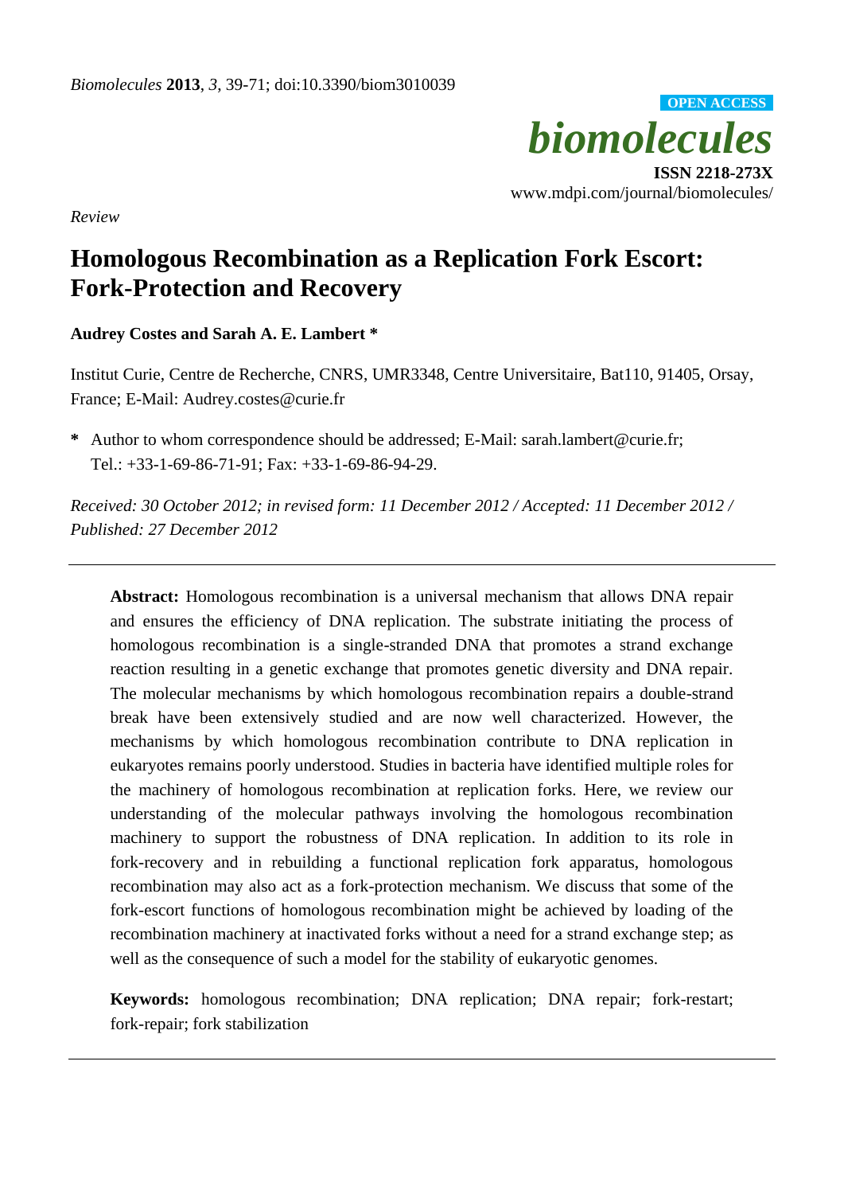*Review*

# Homologous Recombination as a Replication Fork Escort: Fork-Protection and Recovery

**Audrey Costes and Sarah A. E. Lambert \***

Institut Curie, Centre de Recherche, CNRS, UMR3348, Centre Universitaire, Bat110, 91405, Orsay, France; E-Mail: Audrey.costes@curie.fr

**\*** Author to whom correspondence should be addressed; E-Mail: sarah.lambert@curie.fr; Tel.: +33-1-69-86-71-91; Fax: +33-1-69-86-94-29.

*Received: 30 October 2012; in revised form: 11 December 2012 / Accepted: 11 December 2012 / Published: 27 December 2012*

---

**Abstract:** Homologous recombination is a universal mechanism that allows DNA repair and ensures the efficiency of DNA replication. The substrate initiating the process of homologous recombination is a single-stranded DNA that promotes a strand exchange reaction resulting in a genetic exchange that promotes genetic diversity and DNA repair. The molecular mechanisms by which homologous recombination repairs a double-strand break have been extensively studied and are now well characterized. However, the mechanisms by which homologous recombination contribute to DNA replication in eukaryotes remains poorly understood. Studies in bacteria have identified multiple roles for the machinery of homologous recombination at replication forks. Here, we review our understanding of the molecular pathways involving the homologous recombination machinery to support the robustness of DNA replication. In addition to its role in fork-recovery and in rebuilding a functional replication fork apparatus, homologous recombination may also act as a fork-protection mechanism. We discuss that some of the fork-escort functions of homologous recombination might be achieved by loading of the recombination machinery at inactivated forks without a need for a strand exchange step; as well as the consequence of such a model for the stability of eukaryotic genomes.

**Keywords:** homologous recombination; DNA replication; DNA repair; fork-restart; fork-repair; fork stabilization

---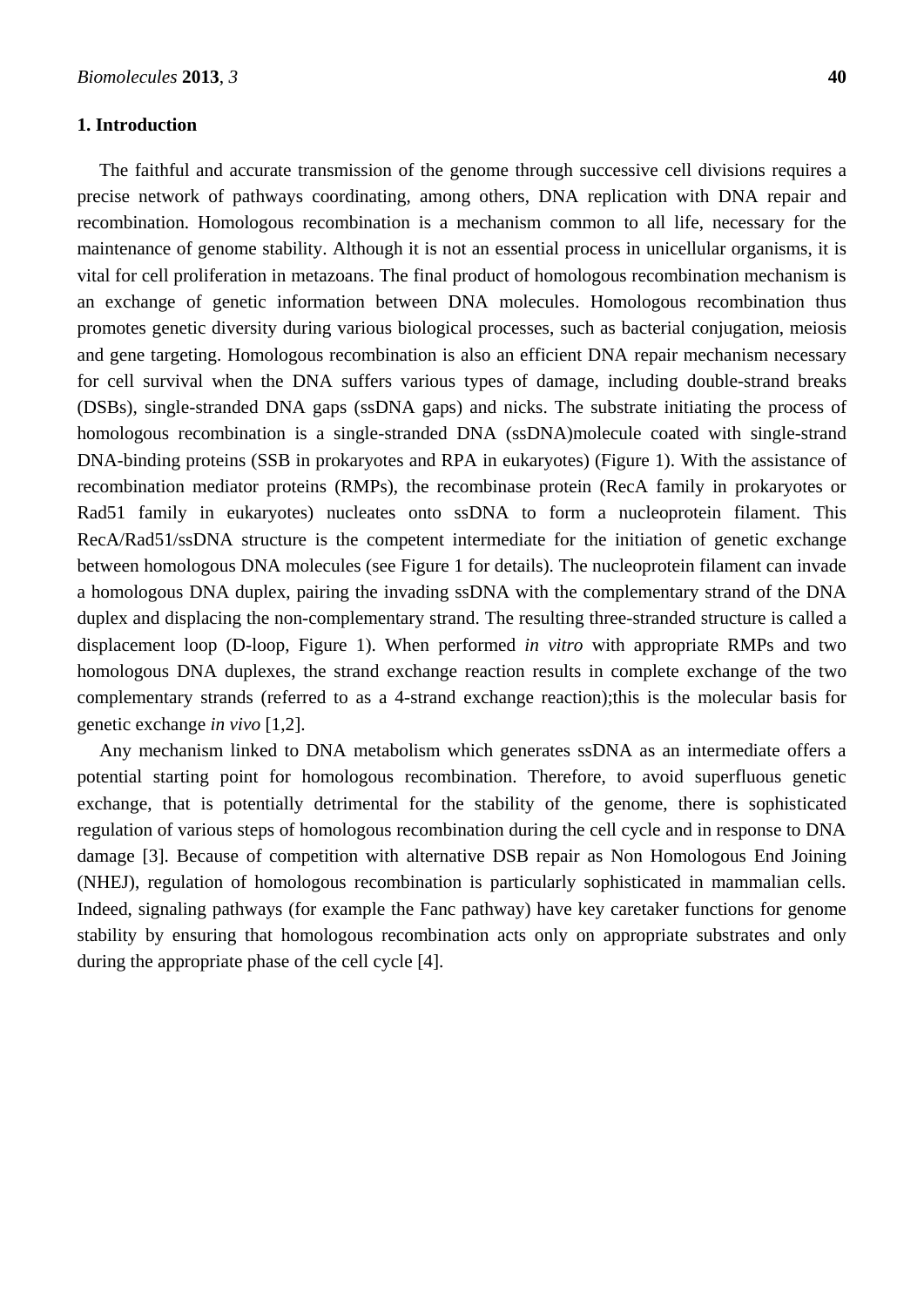## 1. Introduction

The faithful and accurate transmission of the genome through successive cell divisions requires a precise network of pathways coordinating, among others, DNA replication with DNA repair and recombination. Homologous recombination is a mechanism common to all life, necessary for the maintenance of genome stability. Although it is not an essential process in unicellular organisms, it is vital for cell proliferation in metazoans. The final product of homologous recombination mechanism is an exchange of genetic information between DNA molecules. Homologous recombination thus promotes genetic diversity during various biological processes, such as bacterial conjugation, meiosis and gene targeting. Homologous recombination is also an efficient DNA repair mechanism necessary for cell survival when the DNA suffers various types of damage, including double-strand breaks (DSBs), single-stranded DNA gaps (ssDNA gaps) and nicks. The substrate initiating the process of homologous recombination is a single-stranded DNA (ssDNA)molecule coated with single-strand DNA-binding proteins (SSB in prokaryotes and RPA in eukaryotes) (Figure 1). With the assistance of recombination mediator proteins (RMPs), the recombinase protein (RecA family in prokaryotes or Rad51 family in eukaryotes) nucleates onto ssDNA to form a nucleoprotein filament. This RecA/Rad51/ssDNA structure is the competent intermediate for the initiation of genetic exchange between homologous DNA molecules (see Figure 1 for details). The nucleoprotein filament can invade a homologous DNA duplex, pairing the invading ssDNA with the complementary strand of the DNA duplex and displacing the non-complementary strand. The resulting three-stranded structure is called a displacement loop (D-loop, Figure 1). When performed *in vitro* with appropriate RMPs and two homologous DNA duplexes, the strand exchange reaction results in complete exchange of the two complementary strands (referred to as a 4-strand exchange reaction);this is the molecular basis for genetic exchange *in vivo* [1,2].

Any mechanism linked to DNA metabolism which generates ssDNA as an intermediate offers a potential starting point for homologous recombination. Therefore, to avoid superfluous genetic exchange, that is potentially detrimental for the stability of the genome, there is sophisticated regulation of various steps of homologous recombination during the cell cycle and in response to DNA damage [3]. Because of competition with alternative DSB repair as Non Homologous End Joining (NHEJ), regulation of homologous recombination is particularly sophisticated in mammalian cells. Indeed, signaling pathways (for example the Fanc pathway) have key caretaker functions for genome stability by ensuring that homologous recombination acts only on appropriate substrates and only during the appropriate phase of the cell cycle [4].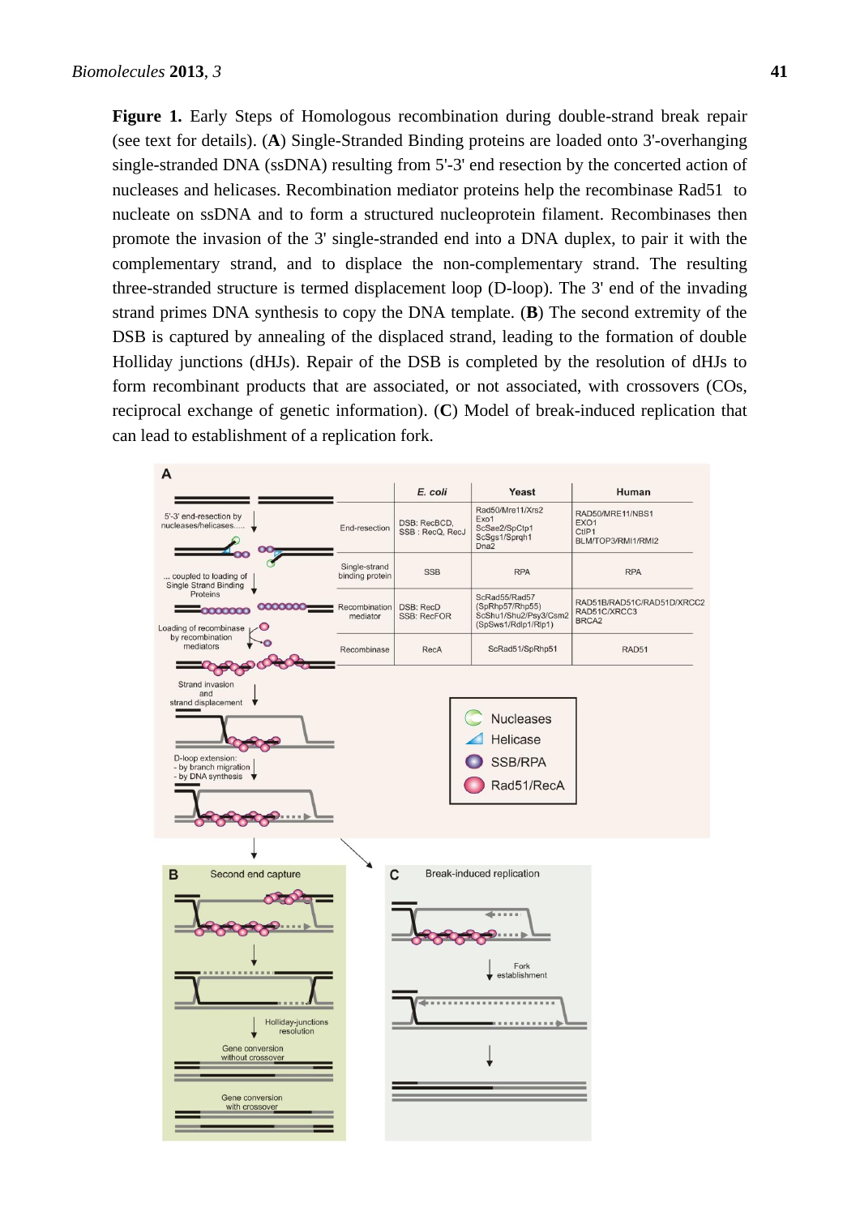**Figure 1.** Early Steps of Homologous recombination during double-strand break repair (see text for details). (**A**) Single-Stranded Binding proteins are loaded onto 3'-overhanging single-stranded DNA (ssDNA) resulting from 5'-3' end resection by the concerted action of nucleases and helicases. Recombination mediator proteins help the recombinase Rad51 to nucleate on ssDNA and to form a structured nucleoprotein filament. Recombinases then promote the invasion of the 3' single-stranded end into a DNA duplex, to pair it with the complementary strand, and to displace the non-complementary strand. The resulting three-stranded structure is termed displacement loop (D-loop). The 3' end of the invading strand primes DNA synthesis to copy the DNA template. (**B**) The second extremity of the DSB is captured by annealing of the displaced strand, leading to the formation of double Holliday junctions (dHJs). Repair of the DSB is completed by the resolution of dHJs to form recombinant products that are associated, or not associated, with crossovers (COs, reciprocal exchange of genetic information). (**C**) Model of break-induced replication that can lead to establishment of a replication fork.

| | *E. coli* | Yeast | Human |
|---|---|---|---|
| End-resection | DSB: RecBCD, SSB : RecQ, RecJ | Rad50/Mre11/Xrs2 Exo1 ScSae2/SpCtp1 ScSgs1/Sprqh1 Dna2 | RAD50/MRE11/NBS1 EXO1 CtIP1 BLM/TOP3/RMI1/RMI2 |
| Single-strand binding protein | SSB | RPA | RPA |
| Recombination mediator | DSB: RecD SSB: RecFOR | ScRad55/Rad57 (SpRhp57/Rhp55) ScShu1/Shu2/Psy3/Csm2 (SpSws1/Rdlp1/Rlp1) | RAD51B/RAD51C/RAD51D/XRCC2 RAD51C/XRCC3 BRCA2 |
| Recombinase | RecA | ScRad51/SpRhp51 | RAD51 |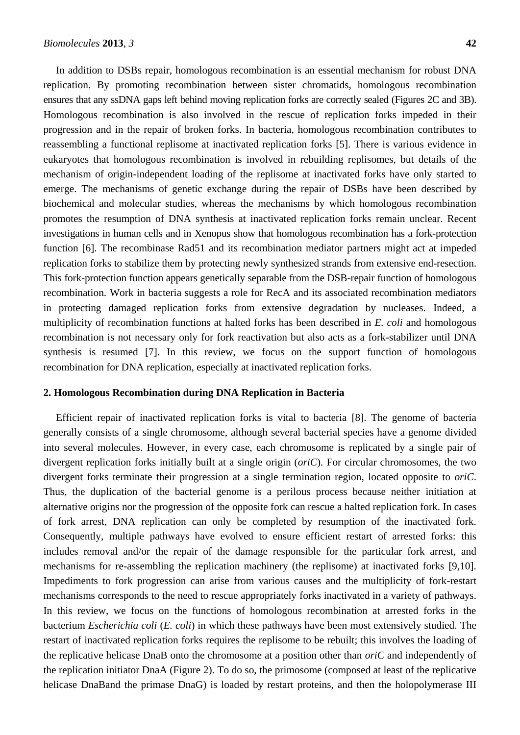In addition to DSBs repair, homologous recombination is an essential mechanism for robust DNA replication. By promoting recombination between sister chromatids, homologous recombination ensures that any ssDNA gaps left behind moving replication forks are correctly sealed (Figures 2C and 3B). Homologous recombination is also involved in the rescue of replication forks impeded in their progression and in the repair of broken forks. In bacteria, homologous recombination contributes to reassembling a functional replisome at inactivated replication forks [5]. There is various evidence in eukaryotes that homologous recombination is involved in rebuilding replisomes, but details of the mechanism of origin-independent loading of the replisome at inactivated forks have only started to emerge. The mechanisms of genetic exchange during the repair of DSBs have been described by biochemical and molecular studies, whereas the mechanisms by which homologous recombination promotes the resumption of DNA synthesis at inactivated replication forks remain unclear. Recent investigations in human cells and in Xenopus show that homologous recombination has a fork-protection function [6]. The recombinase Rad51 and its recombination mediator partners might act at impeded replication forks to stabilize them by protecting newly synthesized strands from extensive end-resection. This fork-protection function appears genetically separable from the DSB-repair function of homologous recombination. Work in bacteria suggests a role for RecA and its associated recombination mediators in protecting damaged replication forks from extensive degradation by nucleases. Indeed, a multiplicity of recombination functions at halted forks has been described in *E. coli* and homologous recombination is not necessary only for fork reactivation but also acts as a fork-stabilizer until DNA synthesis is resumed [7]. In this review, we focus on the support function of homologous recombination for DNA replication, especially at inactivated replication forks.

## 2. Homologous Recombination during DNA Replication in Bacteria

Efficient repair of inactivated replication forks is vital to bacteria [8]. The genome of bacteria generally consists of a single chromosome, although several bacterial species have a genome divided into several molecules. However, in every case, each chromosome is replicated by a single pair of divergent replication forks initially built at a single origin (*oriC*). For circular chromosomes, the two divergent forks terminate their progression at a single termination region, located opposite to *oriC*. Thus, the duplication of the bacterial genome is a perilous process because neither initiation at alternative origins nor the progression of the opposite fork can rescue a halted replication fork. In cases of fork arrest, DNA replication can only be completed by resumption of the inactivated fork. Consequently, multiple pathways have evolved to ensure efficient restart of arrested forks: this includes removal and/or the repair of the damage responsible for the particular fork arrest, and mechanisms for re-assembling the replication machinery (the replisome) at inactivated forks [9,10]. Impediments to fork progression can arise from various causes and the multiplicity of fork-restart mechanisms corresponds to the need to rescue appropriately forks inactivated in a variety of pathways. In this review, we focus on the functions of homologous recombination at arrested forks in the bacterium *Escherichia coli* (*E. coli*) in which these pathways have been most extensively studied. The restart of inactivated replication forks requires the replisome to be rebuilt; this involves the loading of the replicative helicase DnaB onto the chromosome at a position other than *oriC* and independently of the replication initiator DnaA (Figure 2). To do so, the primosome (composed at least of the replicative helicase DnaBand the primase DnaG) is loaded by restart proteins, and then the holopolymerase III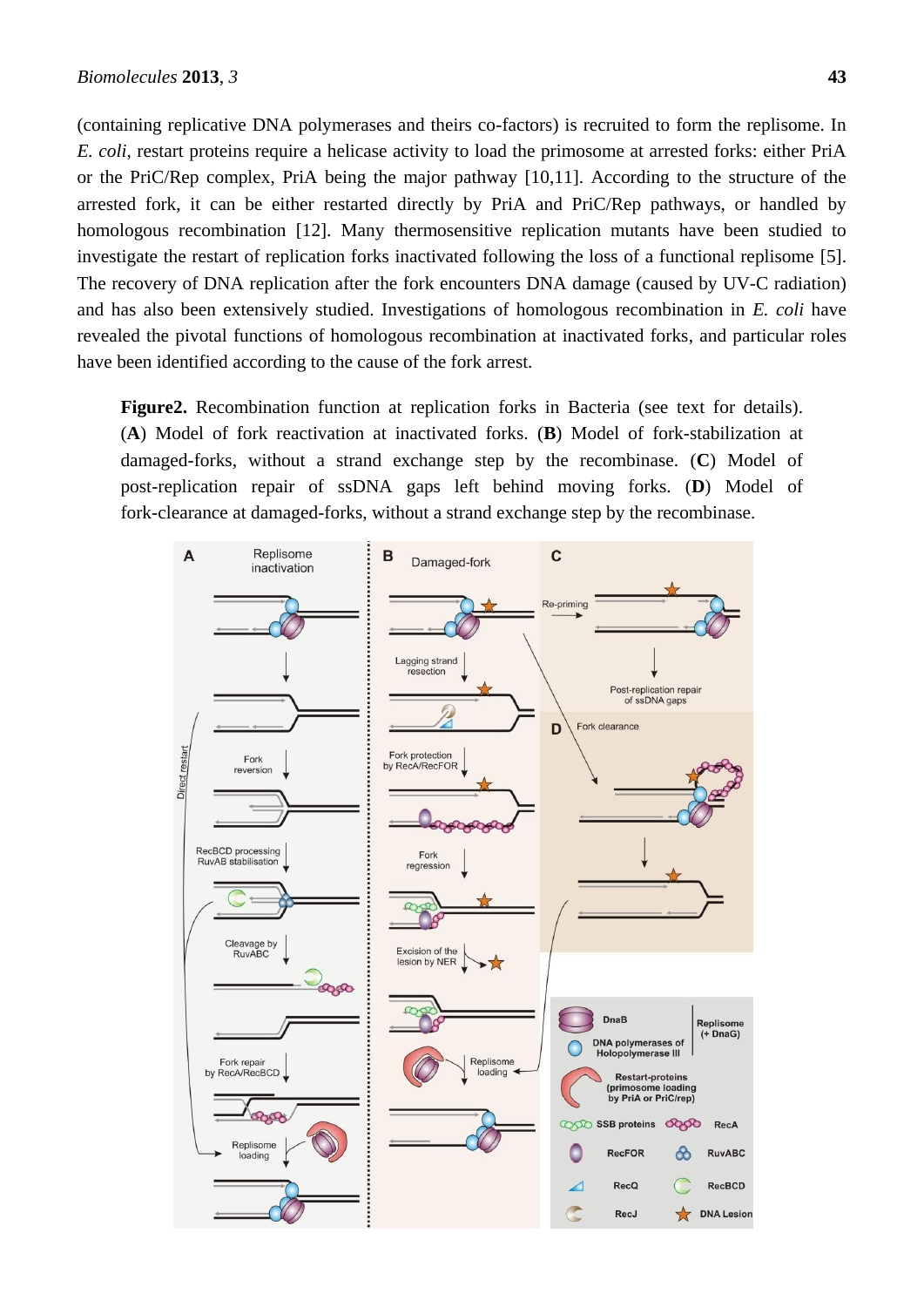(containing replicative DNA polymerases and theirs co-factors) is recruited to form the replisome. In *E. coli*, restart proteins require a helicase activity to load the primosome at arrested forks: either PriA or the PriC/Rep complex, PriA being the major pathway [10,11]. According to the structure of the arrested fork, it can be either restarted directly by PriA and PriC/Rep pathways, or handled by homologous recombination [12]. Many thermosensitive replication mutants have been studied to investigate the restart of replication forks inactivated following the loss of a functional replisome [5]. The recovery of DNA replication after the fork encounters DNA damage (caused by UV-C radiation) and has also been extensively studied. Investigations of homologous recombination in *E. coli* have revealed the pivotal functions of homologous recombination at inactivated forks, and particular roles have been identified according to the cause of the fork arrest.

**Figure2.** Recombination function at replication forks in Bacteria (see text for details). (**A**) Model of fork reactivation at inactivated forks. (**B**) Model of fork-stabilization at damaged-forks, without a strand exchange step by the recombinase. (**C**) Model of post-replication repair of ssDNA gaps left behind moving forks. (**D**) Model of fork-clearance at damaged-forks, without a strand exchange step by the recombinase.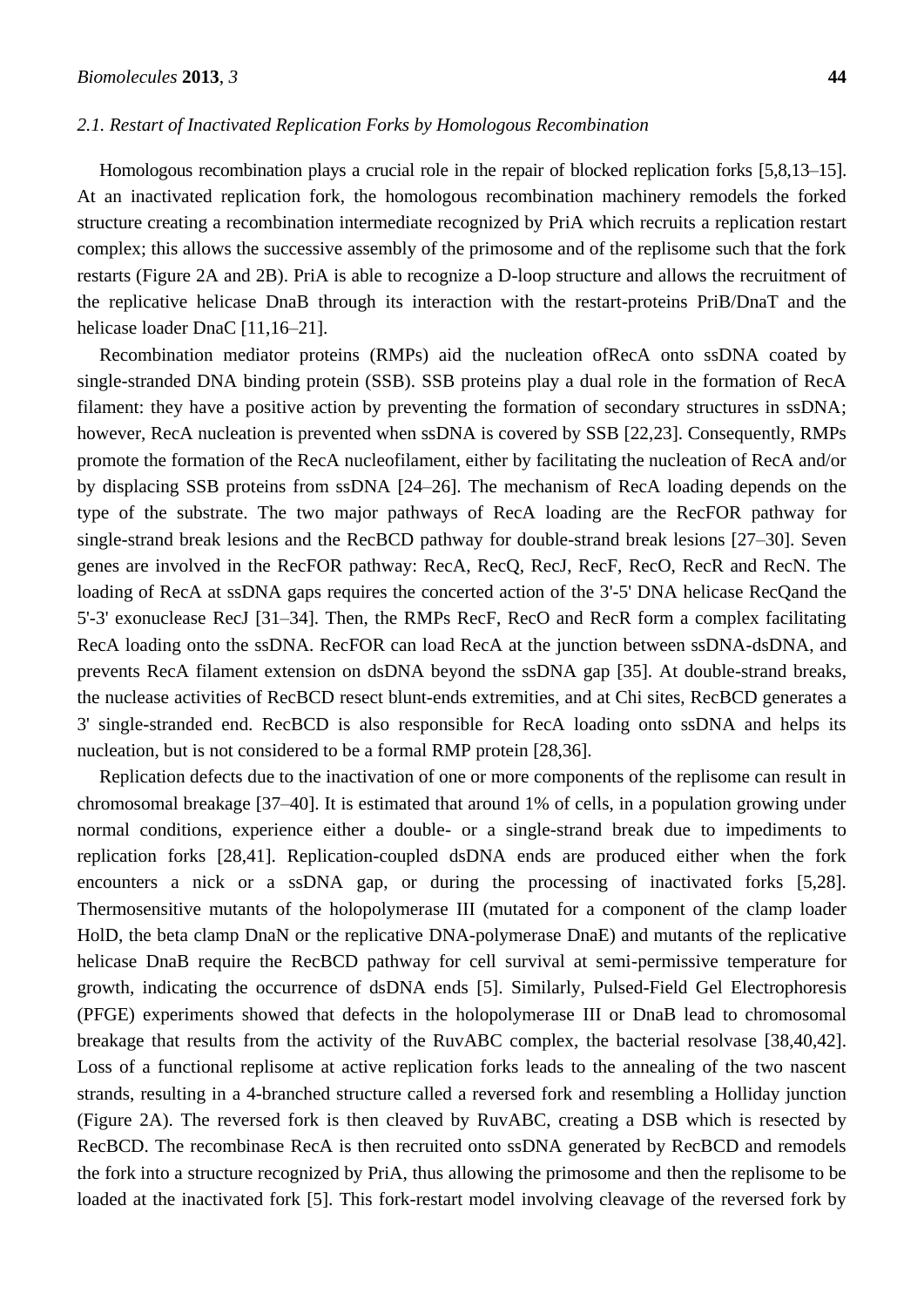### 2.1. Restart of Inactivated Replication Forks by Homologous Recombination

Homologous recombination plays a crucial role in the repair of blocked replication forks [5,8,13–15]. At an inactivated replication fork, the homologous recombination machinery remodels the forked structure creating a recombination intermediate recognized by PriA which recruits a replication restart complex; this allows the successive assembly of the primosome and of the replisome such that the fork restarts (Figure 2A and 2B). PriA is able to recognize a D-loop structure and allows the recruitment of the replicative helicase DnaB through its interaction with the restart-proteins PriB/DnaT and the helicase loader DnaC [11,16–21].

Recombination mediator proteins (RMPs) aid the nucleation ofRecA onto ssDNA coated by single-stranded DNA binding protein (SSB). SSB proteins play a dual role in the formation of RecA filament: they have a positive action by preventing the formation of secondary structures in ssDNA; however, RecA nucleation is prevented when ssDNA is covered by SSB [22,23]. Consequently, RMPs promote the formation of the RecA nucleofilament, either by facilitating the nucleation of RecA and/or by displacing SSB proteins from ssDNA [24–26]. The mechanism of RecA loading depends on the type of the substrate. The two major pathways of RecA loading are the RecFOR pathway for single-strand break lesions and the RecBCD pathway for double-strand break lesions [27–30]. Seven genes are involved in the RecFOR pathway: RecA, RecQ, RecJ, RecF, RecO, RecR and RecN. The loading of RecA at ssDNA gaps requires the concerted action of the 3'-5' DNA helicase RecQand the 5'-3' exonuclease RecJ [31–34]. Then, the RMPs RecF, RecO and RecR form a complex facilitating RecA loading onto the ssDNA. RecFOR can load RecA at the junction between ssDNA-dsDNA, and prevents RecA filament extension on dsDNA beyond the ssDNA gap [35]. At double-strand breaks, the nuclease activities of RecBCD resect blunt-ends extremities, and at Chi sites, RecBCD generates a 3' single-stranded end. RecBCD is also responsible for RecA loading onto ssDNA and helps its nucleation, but is not considered to be a formal RMP protein [28,36].

Replication defects due to the inactivation of one or more components of the replisome can result in chromosomal breakage [37–40]. It is estimated that around 1% of cells, in a population growing under normal conditions, experience either a double- or a single-strand break due to impediments to replication forks [28,41]. Replication-coupled dsDNA ends are produced either when the fork encounters a nick or a ssDNA gap, or during the processing of inactivated forks [5,28]. Thermosensitive mutants of the holopolymerase III (mutated for a component of the clamp loader HolD, the beta clamp DnaN or the replicative DNA-polymerase DnaE) and mutants of the replicative helicase DnaB require the RecBCD pathway for cell survival at semi-permissive temperature for growth, indicating the occurrence of dsDNA ends [5]. Similarly, Pulsed-Field Gel Electrophoresis (PFGE) experiments showed that defects in the holopolymerase III or DnaB lead to chromosomal breakage that results from the activity of the RuvABC complex, the bacterial resolvase [38,40,42]. Loss of a functional replisome at active replication forks leads to the annealing of the two nascent strands, resulting in a 4-branched structure called a reversed fork and resembling a Holliday junction (Figure 2A). The reversed fork is then cleaved by RuvABC, creating a DSB which is resected by RecBCD. The recombinase RecA is then recruited onto ssDNA generated by RecBCD and remodels the fork into a structure recognized by PriA, thus allowing the primosome and then the replisome to be loaded at the inactivated fork [5]. This fork-restart model involving cleavage of the reversed fork by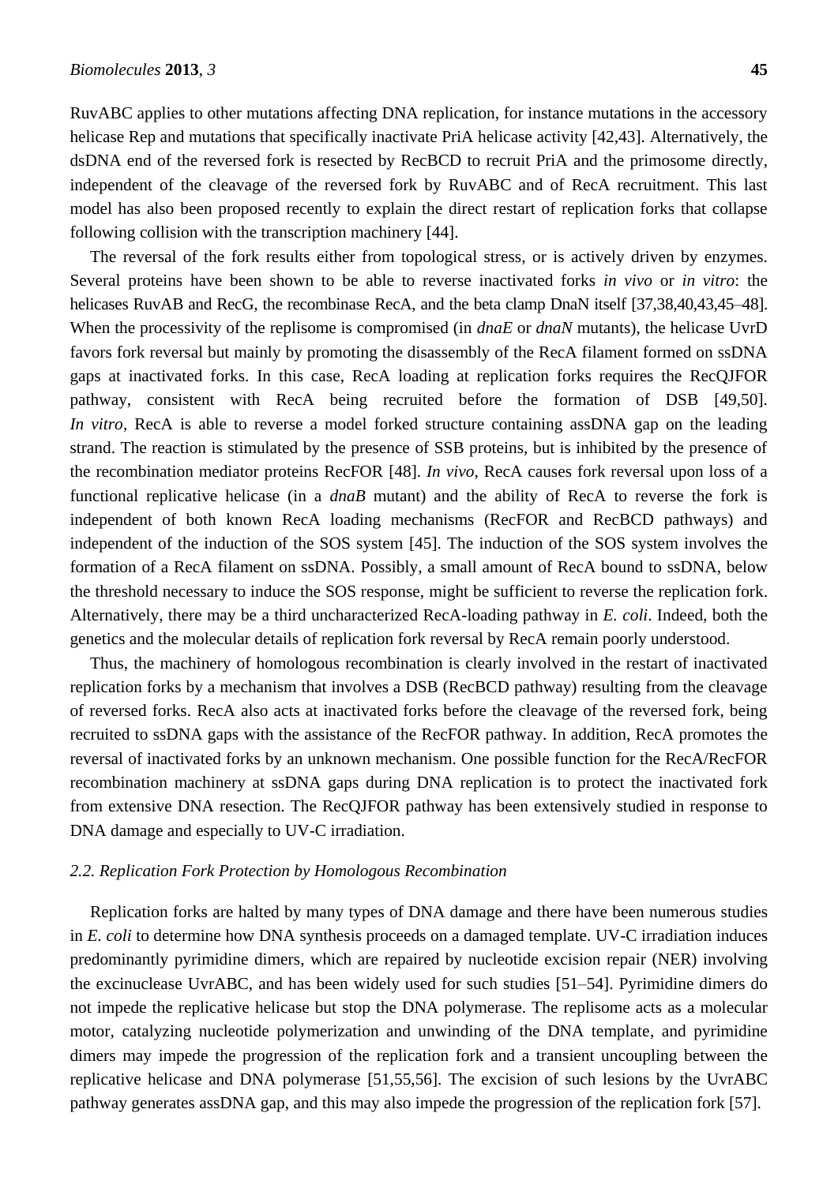RuvABC applies to other mutations affecting DNA replication, for instance mutations in the accessory helicase Rep and mutations that specifically inactivate PriA helicase activity [42,43]. Alternatively, the dsDNA end of the reversed fork is resected by RecBCD to recruit PriA and the primosome directly, independent of the cleavage of the reversed fork by RuvABC and of RecA recruitment. This last model has also been proposed recently to explain the direct restart of replication forks that collapse following collision with the transcription machinery [44].

The reversal of the fork results either from topological stress, or is actively driven by enzymes. Several proteins have been shown to be able to reverse inactivated forks *in vivo* or *in vitro*: the helicases RuvAB and RecG, the recombinase RecA, and the beta clamp DnaN itself [37,38,40,43,45–48]. When the processivity of the replisome is compromised (in *dnaE* or *dnaN* mutants), the helicase UvrD favors fork reversal but mainly by promoting the disassembly of the RecA filament formed on ssDNA gaps at inactivated forks. In this case, RecA loading at replication forks requires the RecQJFOR pathway, consistent with RecA being recruited before the formation of DSB [49,50]. *In vitro*, RecA is able to reverse a model forked structure containing assDNA gap on the leading strand. The reaction is stimulated by the presence of SSB proteins, but is inhibited by the presence of the recombination mediator proteins RecFOR [48]. *In vivo*, RecA causes fork reversal upon loss of a functional replicative helicase (in a *dnaB* mutant) and the ability of RecA to reverse the fork is independent of both known RecA loading mechanisms (RecFOR and RecBCD pathways) and independent of the induction of the SOS system [45]. The induction of the SOS system involves the formation of a RecA filament on ssDNA. Possibly, a small amount of RecA bound to ssDNA, below the threshold necessary to induce the SOS response, might be sufficient to reverse the replication fork. Alternatively, there may be a third uncharacterized RecA-loading pathway in *E. coli*. Indeed, both the genetics and the molecular details of replication fork reversal by RecA remain poorly understood.

Thus, the machinery of homologous recombination is clearly involved in the restart of inactivated replication forks by a mechanism that involves a DSB (RecBCD pathway) resulting from the cleavage of reversed forks. RecA also acts at inactivated forks before the cleavage of the reversed fork, being recruited to ssDNA gaps with the assistance of the RecFOR pathway. In addition, RecA promotes the reversal of inactivated forks by an unknown mechanism. One possible function for the RecA/RecFOR recombination machinery at ssDNA gaps during DNA replication is to protect the inactivated fork from extensive DNA resection. The RecQJFOR pathway has been extensively studied in response to DNA damage and especially to UV-C irradiation.

### *2.2. Replication Fork Protection by Homologous Recombination*

Replication forks are halted by many types of DNA damage and there have been numerous studies in *E. coli* to determine how DNA synthesis proceeds on a damaged template. UV-C irradiation induces predominantly pyrimidine dimers, which are repaired by nucleotide excision repair (NER) involving the excinuclease UvrABC, and has been widely used for such studies [51–54]. Pyrimidine dimers do not impede the replicative helicase but stop the DNA polymerase. The replisome acts as a molecular motor, catalyzing nucleotide polymerization and unwinding of the DNA template, and pyrimidine dimers may impede the progression of the replication fork and a transient uncoupling between the replicative helicase and DNA polymerase [51,55,56]. The excision of such lesions by the UvrABC pathway generates assDNA gap, and this may also impede the progression of the replication fork [57].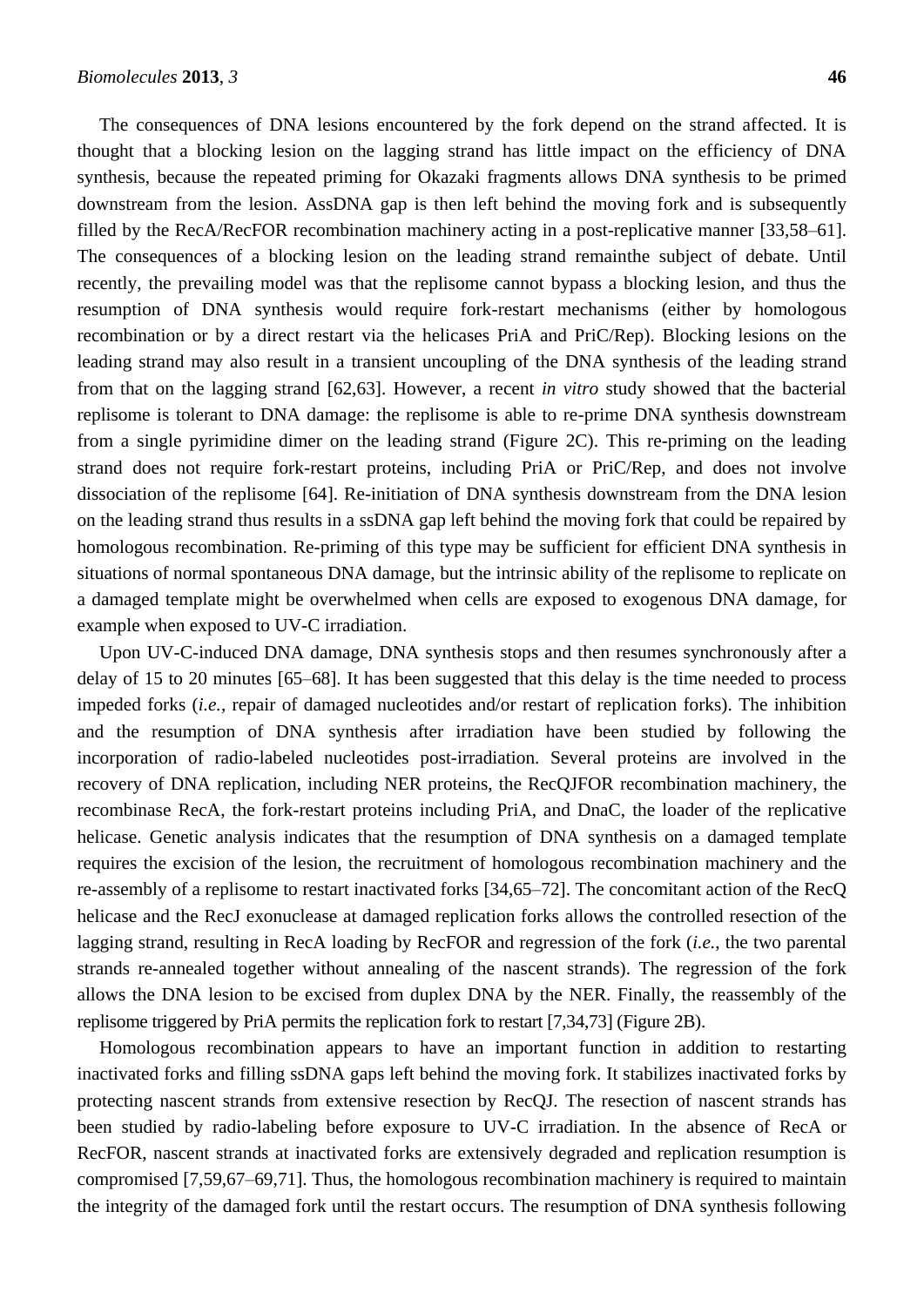The consequences of DNA lesions encountered by the fork depend on the strand affected. It is thought that a blocking lesion on the lagging strand has little impact on the efficiency of DNA synthesis, because the repeated priming for Okazaki fragments allows DNA synthesis to be primed downstream from the lesion. AssDNA gap is then left behind the moving fork and is subsequently filled by the RecA/RecFOR recombination machinery acting in a post-replicative manner [33,58–61]. The consequences of a blocking lesion on the leading strand remainthe subject of debate. Until recently, the prevailing model was that the replisome cannot bypass a blocking lesion, and thus the resumption of DNA synthesis would require fork-restart mechanisms (either by homologous recombination or by a direct restart via the helicases PriA and PriC/Rep). Blocking lesions on the leading strand may also result in a transient uncoupling of the DNA synthesis of the leading strand from that on the lagging strand [62,63]. However, a recent *in vitro* study showed that the bacterial replisome is tolerant to DNA damage: the replisome is able to re-prime DNA synthesis downstream from a single pyrimidine dimer on the leading strand (Figure 2C). This re-priming on the leading strand does not require fork-restart proteins, including PriA or PriC/Rep, and does not involve dissociation of the replisome [64]. Re-initiation of DNA synthesis downstream from the DNA lesion on the leading strand thus results in a ssDNA gap left behind the moving fork that could be repaired by homologous recombination. Re-priming of this type may be sufficient for efficient DNA synthesis in situations of normal spontaneous DNA damage, but the intrinsic ability of the replisome to replicate on a damaged template might be overwhelmed when cells are exposed to exogenous DNA damage, for example when exposed to UV-C irradiation.

Upon UV-C-induced DNA damage, DNA synthesis stops and then resumes synchronously after a delay of 15 to 20 minutes [65–68]. It has been suggested that this delay is the time needed to process impeded forks (*i.e.*, repair of damaged nucleotides and/or restart of replication forks). The inhibition and the resumption of DNA synthesis after irradiation have been studied by following the incorporation of radio-labeled nucleotides post-irradiation. Several proteins are involved in the recovery of DNA replication, including NER proteins, the RecQJFOR recombination machinery, the recombinase RecA, the fork-restart proteins including PriA, and DnaC, the loader of the replicative helicase. Genetic analysis indicates that the resumption of DNA synthesis on a damaged template requires the excision of the lesion, the recruitment of homologous recombination machinery and the re-assembly of a replisome to restart inactivated forks [34,65–72]. The concomitant action of the RecQ helicase and the RecJ exonuclease at damaged replication forks allows the controlled resection of the lagging strand, resulting in RecA loading by RecFOR and regression of the fork (*i.e.*, the two parental strands re-annealed together without annealing of the nascent strands). The regression of the fork allows the DNA lesion to be excised from duplex DNA by the NER. Finally, the reassembly of the replisome triggered by PriA permits the replication fork to restart [7,34,73] (Figure 2B).

Homologous recombination appears to have an important function in addition to restarting inactivated forks and filling ssDNA gaps left behind the moving fork. It stabilizes inactivated forks by protecting nascent strands from extensive resection by RecQJ. The resection of nascent strands has been studied by radio-labeling before exposure to UV-C irradiation. In the absence of RecA or RecFOR, nascent strands at inactivated forks are extensively degraded and replication resumption is compromised [7,59,67–69,71]. Thus, the homologous recombination machinery is required to maintain the integrity of the damaged fork until the restart occurs. The resumption of DNA synthesis following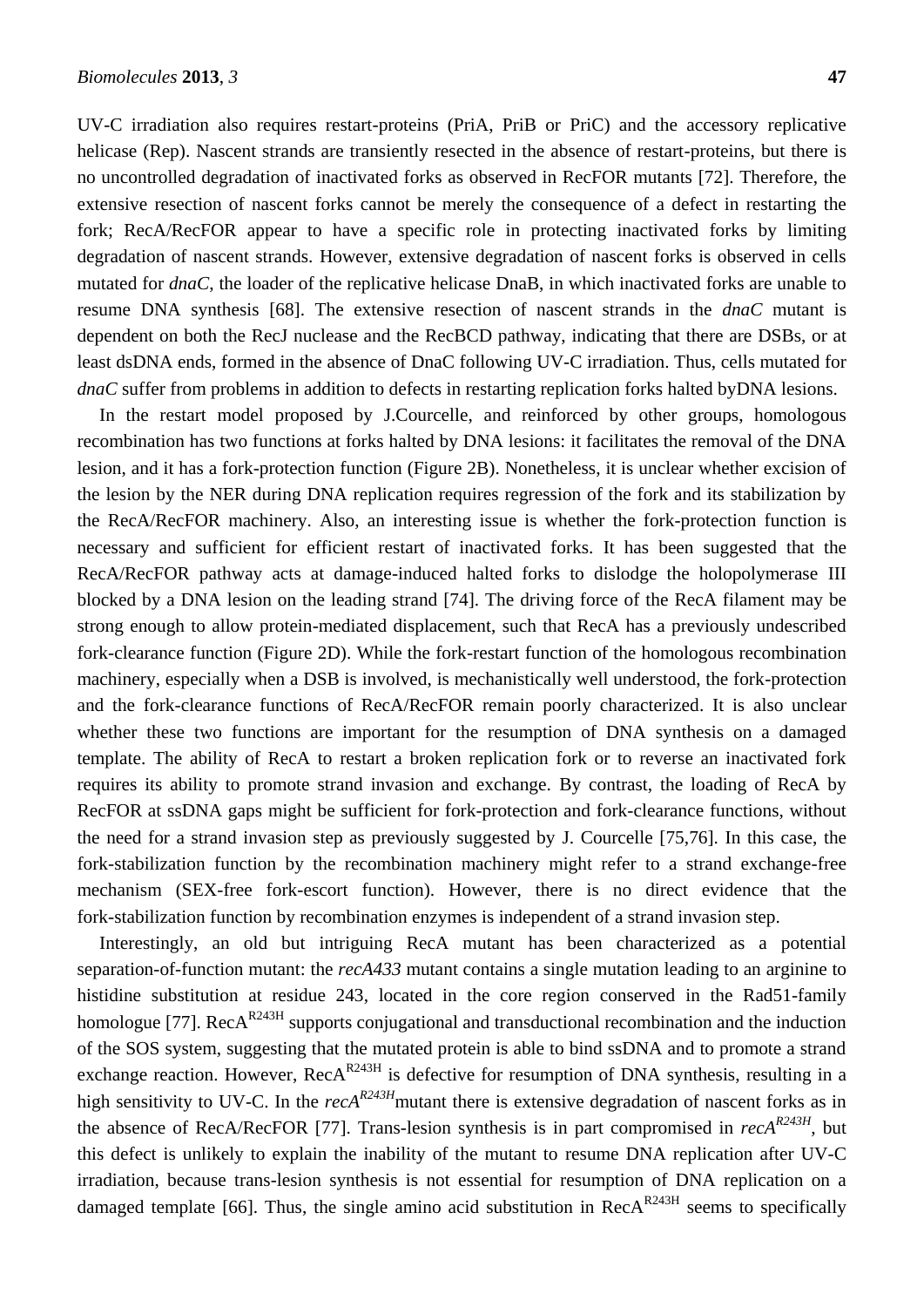UV-C irradiation also requires restart-proteins (PriA, PriB or PriC) and the accessory replicative helicase (Rep). Nascent strands are transiently resected in the absence of restart-proteins, but there is no uncontrolled degradation of inactivated forks as observed in RecFOR mutants [72]. Therefore, the extensive resection of nascent forks cannot be merely the consequence of a defect in restarting the fork; RecA/RecFOR appear to have a specific role in protecting inactivated forks by limiting degradation of nascent strands. However, extensive degradation of nascent forks is observed in cells mutated for *dnaC*, the loader of the replicative helicase DnaB, in which inactivated forks are unable to resume DNA synthesis [68]. The extensive resection of nascent strands in the *dnaC* mutant is dependent on both the RecJ nuclease and the RecBCD pathway, indicating that there are DSBs, or at least dsDNA ends, formed in the absence of DnaC following UV-C irradiation. Thus, cells mutated for *dnaC* suffer from problems in addition to defects in restarting replication forks halted byDNA lesions.

In the restart model proposed by J.Courcelle, and reinforced by other groups, homologous recombination has two functions at forks halted by DNA lesions: it facilitates the removal of the DNA lesion, and it has a fork-protection function (Figure 2B). Nonetheless, it is unclear whether excision of the lesion by the NER during DNA replication requires regression of the fork and its stabilization by the RecA/RecFOR machinery. Also, an interesting issue is whether the fork-protection function is necessary and sufficient for efficient restart of inactivated forks. It has been suggested that the RecA/RecFOR pathway acts at damage-induced halted forks to dislodge the holopolymerase III blocked by a DNA lesion on the leading strand [74]. The driving force of the RecA filament may be strong enough to allow protein-mediated displacement, such that RecA has a previously undescribed fork-clearance function (Figure 2D). While the fork-restart function of the homologous recombination machinery, especially when a DSB is involved, is mechanistically well understood, the fork-protection and the fork-clearance functions of RecA/RecFOR remain poorly characterized. It is also unclear whether these two functions are important for the resumption of DNA synthesis on a damaged template. The ability of RecA to restart a broken replication fork or to reverse an inactivated fork requires its ability to promote strand invasion and exchange. By contrast, the loading of RecA by RecFOR at ssDNA gaps might be sufficient for fork-protection and fork-clearance functions, without the need for a strand invasion step as previously suggested by J. Courcelle [75,76]. In this case, the fork-stabilization function by the recombination machinery might refer to a strand exchange-free mechanism (SEX-free fork-escort function). However, there is no direct evidence that the fork-stabilization function by recombination enzymes is independent of a strand invasion step.

Interestingly, an old but intriguing RecA mutant has been characterized as a potential separation-of-function mutant: the *recA433* mutant contains a single mutation leading to an arginine to histidine substitution at residue 243, located in the core region conserved in the Rad51-family homologue [77]. RecA$^{R243H}$ supports conjugational and transductional recombination and the induction of the SOS system, suggesting that the mutated protein is able to bind ssDNA and to promote a strand exchange reaction. However, RecA$^{R243H}$ is defective for resumption of DNA synthesis, resulting in a high sensitivity to UV-C. In the *recA*$^{R243H}$mutant there is extensive degradation of nascent forks as in the absence of RecA/RecFOR [77]. Trans-lesion synthesis is in part compromised in *recA*$^{R243H}$, but this defect is unlikely to explain the inability of the mutant to resume DNA replication after UV-C irradiation, because trans-lesion synthesis is not essential for resumption of DNA replication on a damaged template [66]. Thus, the single amino acid substitution in RecA$^{R243H}$ seems to specifically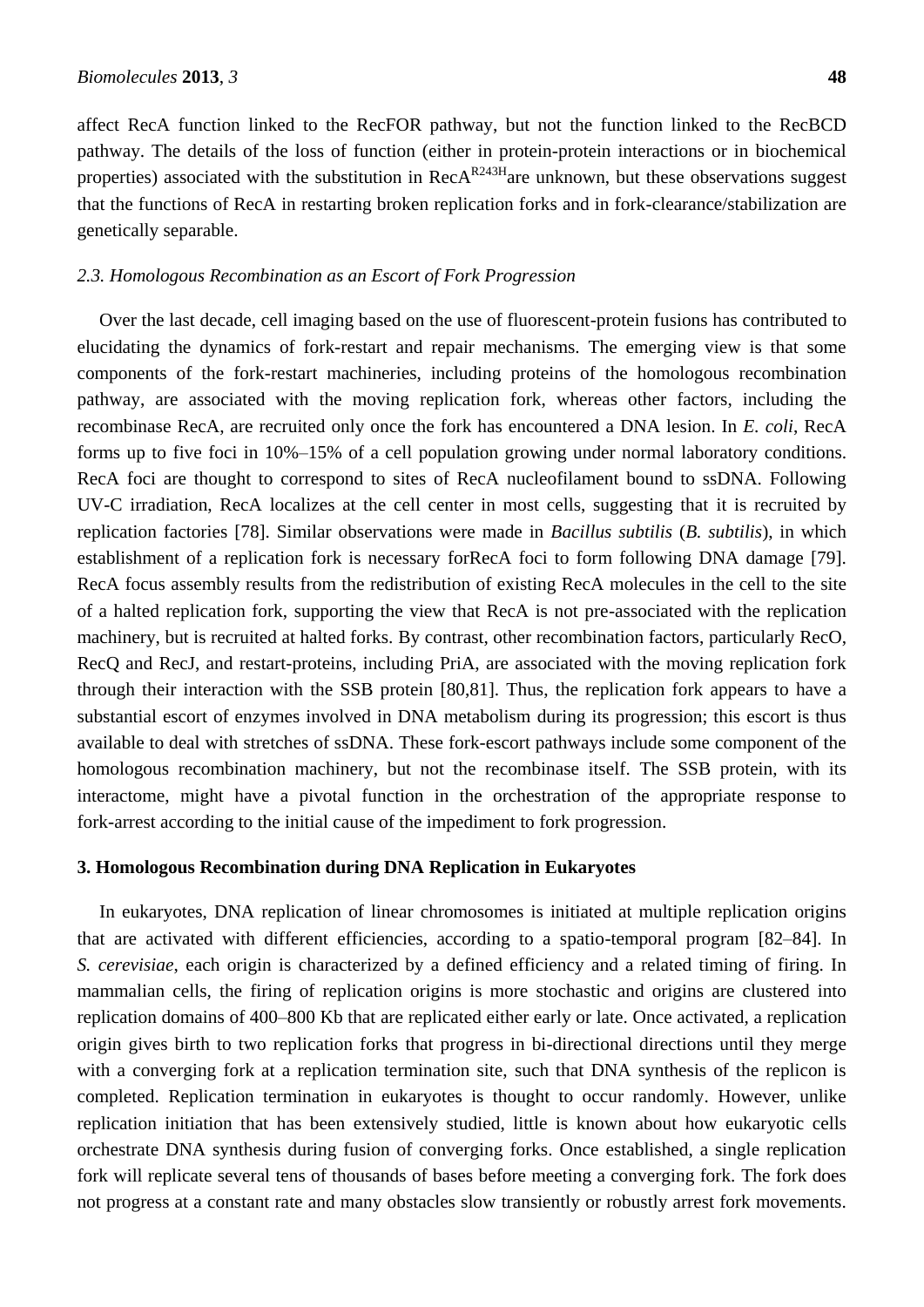affect RecA function linked to the RecFOR pathway, but not the function linked to the RecBCD pathway. The details of the loss of function (either in protein-protein interactions or in biochemical properties) associated with the substitution in RecA$^{R243H}$are unknown, but these observations suggest that the functions of RecA in restarting broken replication forks and in fork-clearance/stabilization are genetically separable.

### *2.3. Homologous Recombination as an Escort of Fork Progression*

Over the last decade, cell imaging based on the use of fluorescent-protein fusions has contributed to elucidating the dynamics of fork-restart and repair mechanisms. The emerging view is that some components of the fork-restart machineries, including proteins of the homologous recombination pathway, are associated with the moving replication fork, whereas other factors, including the recombinase RecA, are recruited only once the fork has encountered a DNA lesion. In *E. coli*, RecA forms up to five foci in 10%–15% of a cell population growing under normal laboratory conditions. RecA foci are thought to correspond to sites of RecA nucleofilament bound to ssDNA. Following UV-C irradiation, RecA localizes at the cell center in most cells, suggesting that it is recruited by replication factories [78]. Similar observations were made in *Bacillus subtilis* (*B. subtilis*), in which establishment of a replication fork is necessary forRecA foci to form following DNA damage [79]. RecA focus assembly results from the redistribution of existing RecA molecules in the cell to the site of a halted replication fork, supporting the view that RecA is not pre-associated with the replication machinery, but is recruited at halted forks. By contrast, other recombination factors, particularly RecO, RecQ and RecJ, and restart-proteins, including PriA, are associated with the moving replication fork through their interaction with the SSB protein [80,81]. Thus, the replication fork appears to have a substantial escort of enzymes involved in DNA metabolism during its progression; this escort is thus available to deal with stretches of ssDNA. These fork-escort pathways include some component of the homologous recombination machinery, but not the recombinase itself. The SSB protein, with its interactome, might have a pivotal function in the orchestration of the appropriate response to fork-arrest according to the initial cause of the impediment to fork progression.

## **3. Homologous Recombination during DNA Replication in Eukaryotes**

In eukaryotes, DNA replication of linear chromosomes is initiated at multiple replication origins that are activated with different efficiencies, according to a spatio-temporal program [82–84]. In *S. cerevisiae*, each origin is characterized by a defined efficiency and a related timing of firing. In mammalian cells, the firing of replication origins is more stochastic and origins are clustered into replication domains of 400–800 Kb that are replicated either early or late. Once activated, a replication origin gives birth to two replication forks that progress in bi-directional directions until they merge with a converging fork at a replication termination site, such that DNA synthesis of the replicon is completed. Replication termination in eukaryotes is thought to occur randomly. However, unlike replication initiation that has been extensively studied, little is known about how eukaryotic cells orchestrate DNA synthesis during fusion of converging forks. Once established, a single replication fork will replicate several tens of thousands of bases before meeting a converging fork. The fork does not progress at a constant rate and many obstacles slow transiently or robustly arrest fork movements.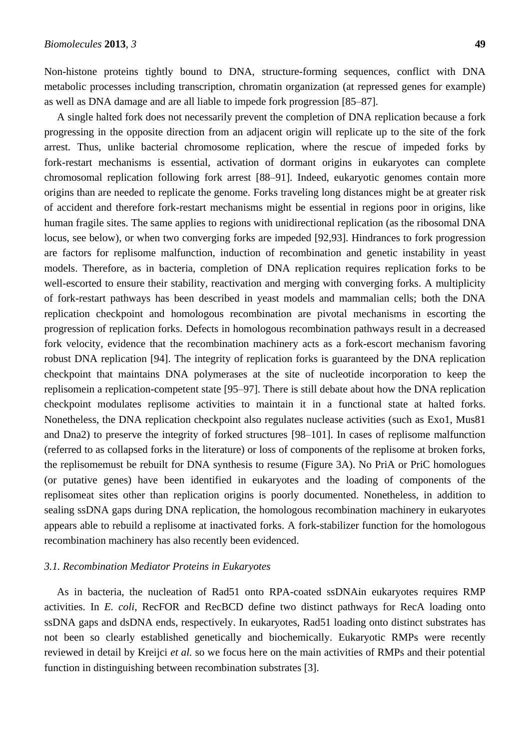Non-histone proteins tightly bound to DNA, structure-forming sequences, conflict with DNA metabolic processes including transcription, chromatin organization (at repressed genes for example) as well as DNA damage and are all liable to impede fork progression [85–87].

A single halted fork does not necessarily prevent the completion of DNA replication because a fork progressing in the opposite direction from an adjacent origin will replicate up to the site of the fork arrest. Thus, unlike bacterial chromosome replication, where the rescue of impeded forks by fork-restart mechanisms is essential, activation of dormant origins in eukaryotes can complete chromosomal replication following fork arrest [88–91]. Indeed, eukaryotic genomes contain more origins than are needed to replicate the genome. Forks traveling long distances might be at greater risk of accident and therefore fork-restart mechanisms might be essential in regions poor in origins, like human fragile sites. The same applies to regions with unidirectional replication (as the ribosomal DNA locus, see below), or when two converging forks are impeded [92,93]. Hindrances to fork progression are factors for replisome malfunction, induction of recombination and genetic instability in yeast models. Therefore, as in bacteria, completion of DNA replication requires replication forks to be well-escorted to ensure their stability, reactivation and merging with converging forks. A multiplicity of fork-restart pathways has been described in yeast models and mammalian cells; both the DNA replication checkpoint and homologous recombination are pivotal mechanisms in escorting the progression of replication forks. Defects in homologous recombination pathways result in a decreased fork velocity, evidence that the recombination machinery acts as a fork-escort mechanism favoring robust DNA replication [94]. The integrity of replication forks is guaranteed by the DNA replication checkpoint that maintains DNA polymerases at the site of nucleotide incorporation to keep the replisomein a replication-competent state [95–97]. There is still debate about how the DNA replication checkpoint modulates replisome activities to maintain it in a functional state at halted forks. Nonetheless, the DNA replication checkpoint also regulates nuclease activities (such as Exo1, Mus81 and Dna2) to preserve the integrity of forked structures [98–101]. In cases of replisome malfunction (referred to as collapsed forks in the literature) or loss of components of the replisome at broken forks, the replisomemust be rebuilt for DNA synthesis to resume (Figure 3A). No PriA or PriC homologues (or putative genes) have been identified in eukaryotes and the loading of components of the replisomeat sites other than replication origins is poorly documented. Nonetheless, in addition to sealing ssDNA gaps during DNA replication, the homologous recombination machinery in eukaryotes appears able to rebuild a replisome at inactivated forks. A fork-stabilizer function for the homologous recombination machinery has also recently been evidenced.

### *3.1. Recombination Mediator Proteins in Eukaryotes*

As in bacteria, the nucleation of Rad51 onto RPA-coated ssDNAin eukaryotes requires RMP activities. In *E. coli*, RecFOR and RecBCD define two distinct pathways for RecA loading onto ssDNA gaps and dsDNA ends, respectively. In eukaryotes, Rad51 loading onto distinct substrates has not been so clearly established genetically and biochemically. Eukaryotic RMPs were recently reviewed in detail by Kreijci *et al.* so we focus here on the main activities of RMPs and their potential function in distinguishing between recombination substrates [3].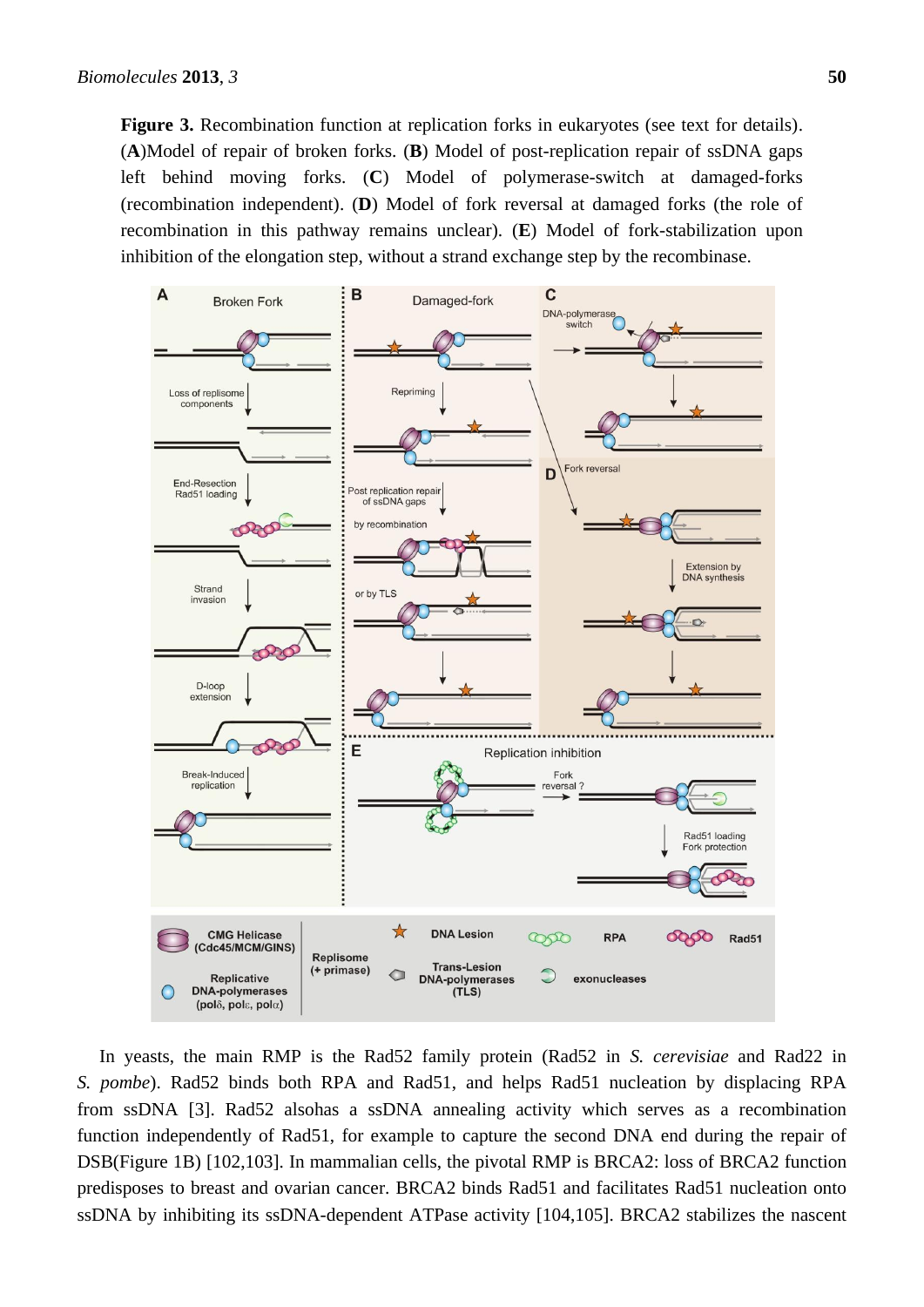**Figure 3.** Recombination function at replication forks in eukaryotes (see text for details). (**A**)Model of repair of broken forks. (**B**) Model of post-replication repair of ssDNA gaps left behind moving forks. (**C**) Model of polymerase-switch at damaged-forks (recombination independent). (**D**) Model of fork reversal at damaged forks (the role of recombination in this pathway remains unclear). (**E**) Model of fork-stabilization upon inhibition of the elongation step, without a strand exchange step by the recombinase.

In yeasts, the main RMP is the Rad52 family protein (Rad52 in *S. cerevisiae* and Rad22 in *S. pombe*). Rad52 binds both RPA and Rad51, and helps Rad51 nucleation by displacing RPA from ssDNA [3]. Rad52 alsohas a ssDNA annealing activity which serves as a recombination function independently of Rad51, for example to capture the second DNA end during the repair of DSB(Figure 1B) [102,103]. In mammalian cells, the pivotal RMP is BRCA2: loss of BRCA2 function predisposes to breast and ovarian cancer. BRCA2 binds Rad51 and facilitates Rad51 nucleation onto ssDNA by inhibiting its ssDNA-dependent ATPase activity [104,105]. BRCA2 stabilizes the nascent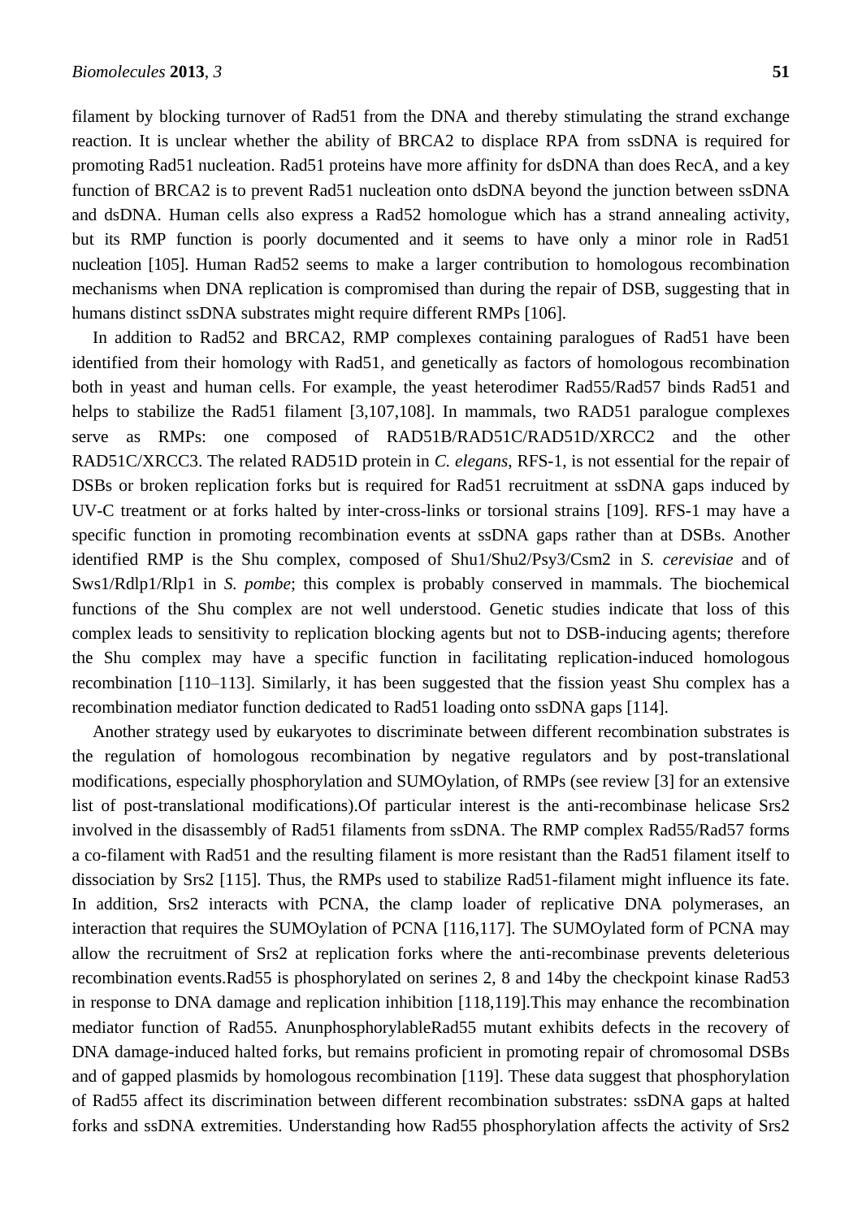filament by blocking turnover of Rad51 from the DNA and thereby stimulating the strand exchange reaction. It is unclear whether the ability of BRCA2 to displace RPA from ssDNA is required for promoting Rad51 nucleation. Rad51 proteins have more affinity for dsDNA than does RecA, and a key function of BRCA2 is to prevent Rad51 nucleation onto dsDNA beyond the junction between ssDNA and dsDNA. Human cells also express a Rad52 homologue which has a strand annealing activity, but its RMP function is poorly documented and it seems to have only a minor role in Rad51 nucleation [105]. Human Rad52 seems to make a larger contribution to homologous recombination mechanisms when DNA replication is compromised than during the repair of DSB, suggesting that in humans distinct ssDNA substrates might require different RMPs [106].

In addition to Rad52 and BRCA2, RMP complexes containing paralogues of Rad51 have been identified from their homology with Rad51, and genetically as factors of homologous recombination both in yeast and human cells. For example, the yeast heterodimer Rad55/Rad57 binds Rad51 and helps to stabilize the Rad51 filament [3,107,108]. In mammals, two RAD51 paralogue complexes serve as RMPs: one composed of RAD51B/RAD51C/RAD51D/XRCC2 and the other RAD51C/XRCC3. The related RAD51D protein in *C. elegans*, RFS-1, is not essential for the repair of DSBs or broken replication forks but is required for Rad51 recruitment at ssDNA gaps induced by UV-C treatment or at forks halted by inter-cross-links or torsional strains [109]. RFS-1 may have a specific function in promoting recombination events at ssDNA gaps rather than at DSBs. Another identified RMP is the Shu complex, composed of Shu1/Shu2/Psy3/Csm2 in *S. cerevisiae* and of Sws1/Rdlp1/Rlp1 in *S. pombe*; this complex is probably conserved in mammals. The biochemical functions of the Shu complex are not well understood. Genetic studies indicate that loss of this complex leads to sensitivity to replication blocking agents but not to DSB-inducing agents; therefore the Shu complex may have a specific function in facilitating replication-induced homologous recombination [110–113]. Similarly, it has been suggested that the fission yeast Shu complex has a recombination mediator function dedicated to Rad51 loading onto ssDNA gaps [114].

Another strategy used by eukaryotes to discriminate between different recombination substrates is the regulation of homologous recombination by negative regulators and by post-translational modifications, especially phosphorylation and SUMOylation, of RMPs (see review [3] for an extensive list of post-translational modifications).Of particular interest is the anti-recombinase helicase Srs2 involved in the disassembly of Rad51 filaments from ssDNA. The RMP complex Rad55/Rad57 forms a co-filament with Rad51 and the resulting filament is more resistant than the Rad51 filament itself to dissociation by Srs2 [115]. Thus, the RMPs used to stabilize Rad51-filament might influence its fate. In addition, Srs2 interacts with PCNA, the clamp loader of replicative DNA polymerases, an interaction that requires the SUMOylation of PCNA [116,117]. The SUMOylated form of PCNA may allow the recruitment of Srs2 at replication forks where the anti-recombinase prevents deleterious recombination events.Rad55 is phosphorylated on serines 2, 8 and 14by the checkpoint kinase Rad53 in response to DNA damage and replication inhibition [118,119].This may enhance the recombination mediator function of Rad55. AnunphosphorylableRad55 mutant exhibits defects in the recovery of DNA damage-induced halted forks, but remains proficient in promoting repair of chromosomal DSBs and of gapped plasmids by homologous recombination [119]. These data suggest that phosphorylation of Rad55 affect its discrimination between different recombination substrates: ssDNA gaps at halted forks and ssDNA extremities. Understanding how Rad55 phosphorylation affects the activity of Srs2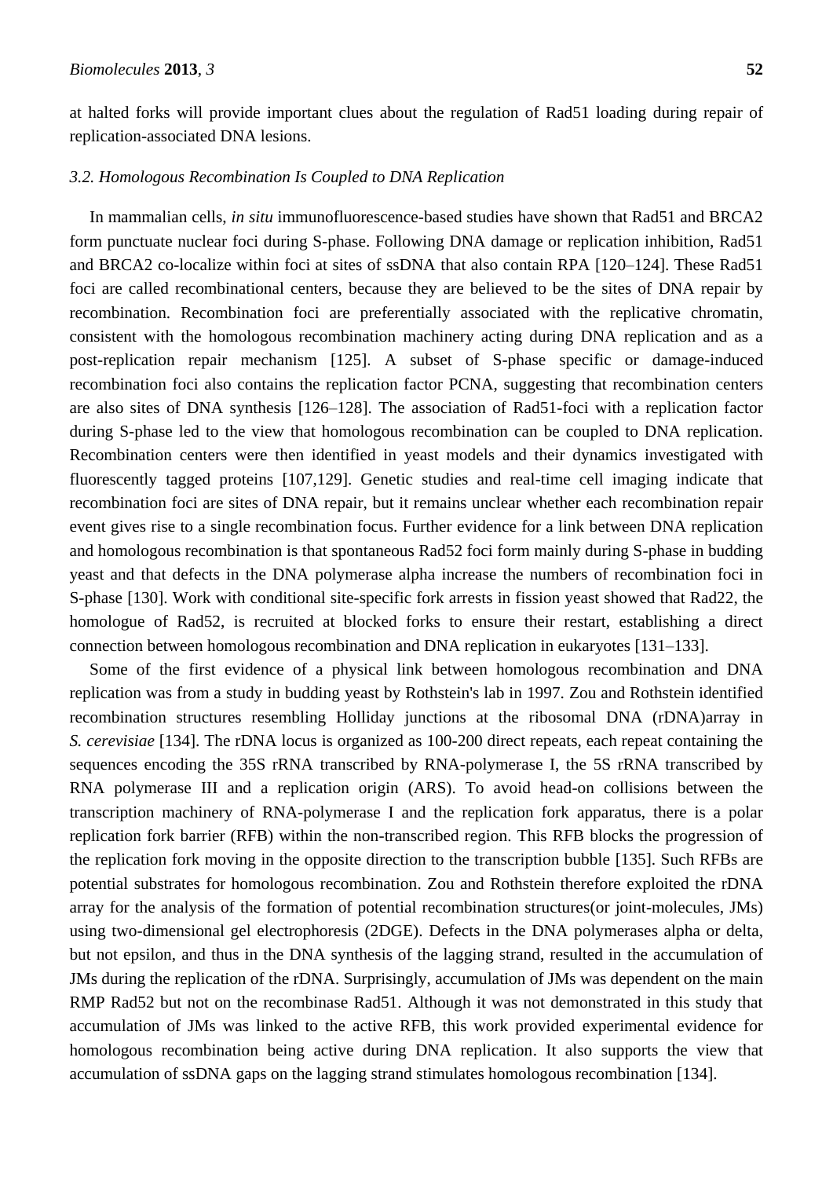at halted forks will provide important clues about the regulation of Rad51 loading during repair of replication-associated DNA lesions.

### *3.2. Homologous Recombination Is Coupled to DNA Replication*

In mammalian cells, *in situ* immunofluorescence-based studies have shown that Rad51 and BRCA2 form punctuate nuclear foci during S-phase. Following DNA damage or replication inhibition, Rad51 and BRCA2 co-localize within foci at sites of ssDNA that also contain RPA [120–124]. These Rad51 foci are called recombinational centers, because they are believed to be the sites of DNA repair by recombination. Recombination foci are preferentially associated with the replicative chromatin, consistent with the homologous recombination machinery acting during DNA replication and as a post-replication repair mechanism [125]. A subset of S-phase specific or damage-induced recombination foci also contains the replication factor PCNA, suggesting that recombination centers are also sites of DNA synthesis [126–128]. The association of Rad51-foci with a replication factor during S-phase led to the view that homologous recombination can be coupled to DNA replication. Recombination centers were then identified in yeast models and their dynamics investigated with fluorescently tagged proteins [107,129]. Genetic studies and real-time cell imaging indicate that recombination foci are sites of DNA repair, but it remains unclear whether each recombination repair event gives rise to a single recombination focus. Further evidence for a link between DNA replication and homologous recombination is that spontaneous Rad52 foci form mainly during S-phase in budding yeast and that defects in the DNA polymerase alpha increase the numbers of recombination foci in S-phase [130]. Work with conditional site-specific fork arrests in fission yeast showed that Rad22, the homologue of Rad52, is recruited at blocked forks to ensure their restart, establishing a direct connection between homologous recombination and DNA replication in eukaryotes [131–133].

Some of the first evidence of a physical link between homologous recombination and DNA replication was from a study in budding yeast by Rothstein's lab in 1997. Zou and Rothstein identified recombination structures resembling Holliday junctions at the ribosomal DNA (rDNA)array in *S. cerevisiae* [134]. The rDNA locus is organized as 100-200 direct repeats, each repeat containing the sequences encoding the 35S rRNA transcribed by RNA-polymerase I, the 5S rRNA transcribed by RNA polymerase III and a replication origin (ARS). To avoid head-on collisions between the transcription machinery of RNA-polymerase I and the replication fork apparatus, there is a polar replication fork barrier (RFB) within the non-transcribed region. This RFB blocks the progression of the replication fork moving in the opposite direction to the transcription bubble [135]. Such RFBs are potential substrates for homologous recombination. Zou and Rothstein therefore exploited the rDNA array for the analysis of the formation of potential recombination structures(or joint-molecules, JMs) using two-dimensional gel electrophoresis (2DGE). Defects in the DNA polymerases alpha or delta, but not epsilon, and thus in the DNA synthesis of the lagging strand, resulted in the accumulation of JMs during the replication of the rDNA. Surprisingly, accumulation of JMs was dependent on the main RMP Rad52 but not on the recombinase Rad51. Although it was not demonstrated in this study that accumulation of JMs was linked to the active RFB, this work provided experimental evidence for homologous recombination being active during DNA replication. It also supports the view that accumulation of ssDNA gaps on the lagging strand stimulates homologous recombination [134].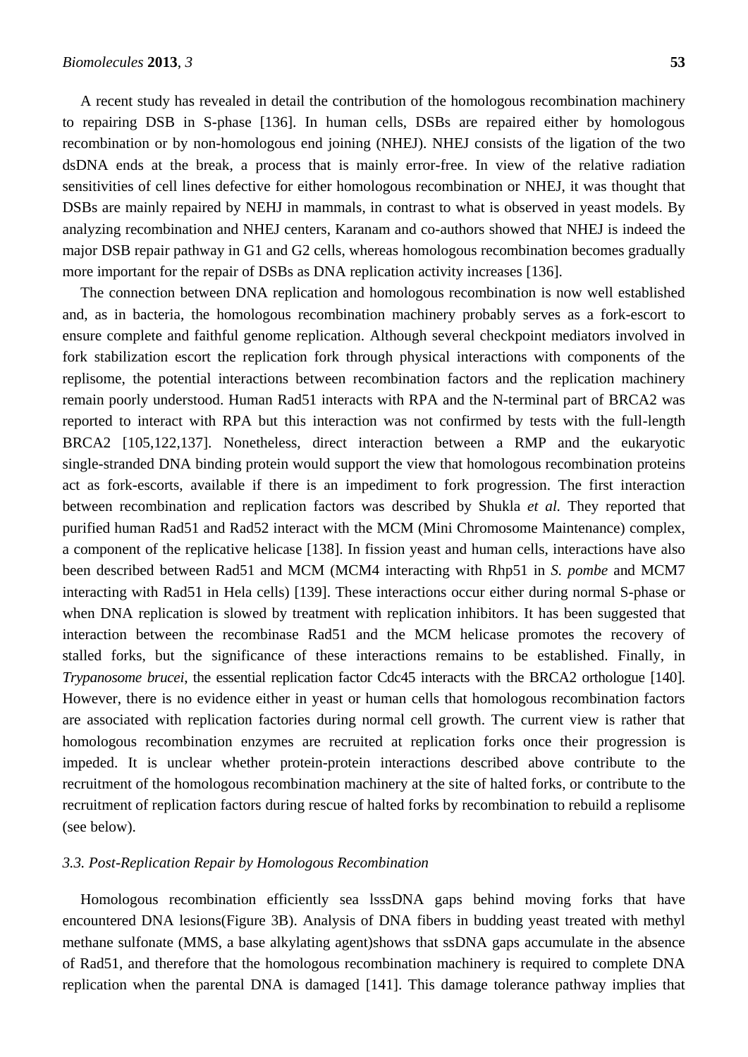A recent study has revealed in detail the contribution of the homologous recombination machinery to repairing DSB in S-phase [136]. In human cells, DSBs are repaired either by homologous recombination or by non-homologous end joining (NHEJ). NHEJ consists of the ligation of the two dsDNA ends at the break, a process that is mainly error-free. In view of the relative radiation sensitivities of cell lines defective for either homologous recombination or NHEJ, it was thought that DSBs are mainly repaired by NEHJ in mammals, in contrast to what is observed in yeast models. By analyzing recombination and NHEJ centers, Karanam and co-authors showed that NHEJ is indeed the major DSB repair pathway in G1 and G2 cells, whereas homologous recombination becomes gradually more important for the repair of DSBs as DNA replication activity increases [136].

The connection between DNA replication and homologous recombination is now well established and, as in bacteria, the homologous recombination machinery probably serves as a fork-escort to ensure complete and faithful genome replication. Although several checkpoint mediators involved in fork stabilization escort the replication fork through physical interactions with components of the replisome, the potential interactions between recombination factors and the replication machinery remain poorly understood. Human Rad51 interacts with RPA and the N-terminal part of BRCA2 was reported to interact with RPA but this interaction was not confirmed by tests with the full-length BRCA2 [105,122,137]. Nonetheless, direct interaction between a RMP and the eukaryotic single-stranded DNA binding protein would support the view that homologous recombination proteins act as fork-escorts, available if there is an impediment to fork progression. The first interaction between recombination and replication factors was described by Shukla *et al.* They reported that purified human Rad51 and Rad52 interact with the MCM (Mini Chromosome Maintenance) complex, a component of the replicative helicase [138]. In fission yeast and human cells, interactions have also been described between Rad51 and MCM (MCM4 interacting with Rhp51 in *S. pombe* and MCM7 interacting with Rad51 in Hela cells) [139]. These interactions occur either during normal S-phase or when DNA replication is slowed by treatment with replication inhibitors. It has been suggested that interaction between the recombinase Rad51 and the MCM helicase promotes the recovery of stalled forks, but the significance of these interactions remains to be established. Finally, in *Trypanosome brucei*, the essential replication factor Cdc45 interacts with the BRCA2 orthologue [140]. However, there is no evidence either in yeast or human cells that homologous recombination factors are associated with replication factories during normal cell growth. The current view is rather that homologous recombination enzymes are recruited at replication forks once their progression is impeded. It is unclear whether protein-protein interactions described above contribute to the recruitment of the homologous recombination machinery at the site of halted forks, or contribute to the recruitment of replication factors during rescue of halted forks by recombination to rebuild a replisome (see below).

### 3.3. Post-Replication Repair by Homologous Recombination

Homologous recombination efficiently sea lsssDNA gaps behind moving forks that have encountered DNA lesions(Figure 3B). Analysis of DNA fibers in budding yeast treated with methyl methane sulfonate (MMS, a base alkylating agent)shows that ssDNA gaps accumulate in the absence of Rad51, and therefore that the homologous recombination machinery is required to complete DNA replication when the parental DNA is damaged [141]. This damage tolerance pathway implies that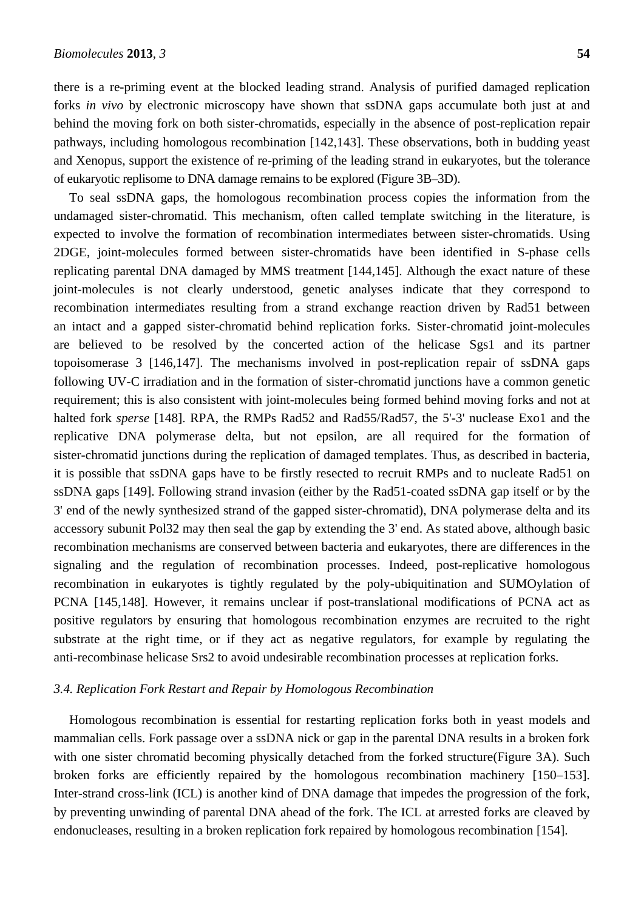there is a re-priming event at the blocked leading strand. Analysis of purified damaged replication forks *in vivo* by electronic microscopy have shown that ssDNA gaps accumulate both just at and behind the moving fork on both sister-chromatids, especially in the absence of post-replication repair pathways, including homologous recombination [142,143]. These observations, both in budding yeast and Xenopus, support the existence of re-priming of the leading strand in eukaryotes, but the tolerance of eukaryotic replisome to DNA damage remains to be explored (Figure 3B–3D).

To seal ssDNA gaps, the homologous recombination process copies the information from the undamaged sister-chromatid. This mechanism, often called template switching in the literature, is expected to involve the formation of recombination intermediates between sister-chromatids. Using 2DGE, joint-molecules formed between sister-chromatids have been identified in S-phase cells replicating parental DNA damaged by MMS treatment [144,145]. Although the exact nature of these joint-molecules is not clearly understood, genetic analyses indicate that they correspond to recombination intermediates resulting from a strand exchange reaction driven by Rad51 between an intact and a gapped sister-chromatid behind replication forks. Sister-chromatid joint-molecules are believed to be resolved by the concerted action of the helicase Sgs1 and its partner topoisomerase 3 [146,147]. The mechanisms involved in post-replication repair of ssDNA gaps following UV-C irradiation and in the formation of sister-chromatid junctions have a common genetic requirement; this is also consistent with joint-molecules being formed behind moving forks and not at halted fork *sperse* [148]. RPA, the RMPs Rad52 and Rad55/Rad57, the 5'-3' nuclease Exo1 and the replicative DNA polymerase delta, but not epsilon, are all required for the formation of sister-chromatid junctions during the replication of damaged templates. Thus, as described in bacteria, it is possible that ssDNA gaps have to be firstly resected to recruit RMPs and to nucleate Rad51 on ssDNA gaps [149]. Following strand invasion (either by the Rad51-coated ssDNA gap itself or by the 3' end of the newly synthesized strand of the gapped sister-chromatid), DNA polymerase delta and its accessory subunit Pol32 may then seal the gap by extending the 3' end. As stated above, although basic recombination mechanisms are conserved between bacteria and eukaryotes, there are differences in the signaling and the regulation of recombination processes. Indeed, post-replicative homologous recombination in eukaryotes is tightly regulated by the poly-ubiquitination and SUMOylation of PCNA [145,148]. However, it remains unclear if post-translational modifications of PCNA act as positive regulators by ensuring that homologous recombination enzymes are recruited to the right substrate at the right time, or if they act as negative regulators, for example by regulating the anti-recombinase helicase Srs2 to avoid undesirable recombination processes at replication forks.

### *3.4. Replication Fork Restart and Repair by Homologous Recombination*

Homologous recombination is essential for restarting replication forks both in yeast models and mammalian cells. Fork passage over a ssDNA nick or gap in the parental DNA results in a broken fork with one sister chromatid becoming physically detached from the forked structure(Figure 3A). Such broken forks are efficiently repaired by the homologous recombination machinery [150–153]. Inter-strand cross-link (ICL) is another kind of DNA damage that impedes the progression of the fork, by preventing unwinding of parental DNA ahead of the fork. The ICL at arrested forks are cleaved by endonucleases, resulting in a broken replication fork repaired by homologous recombination [154].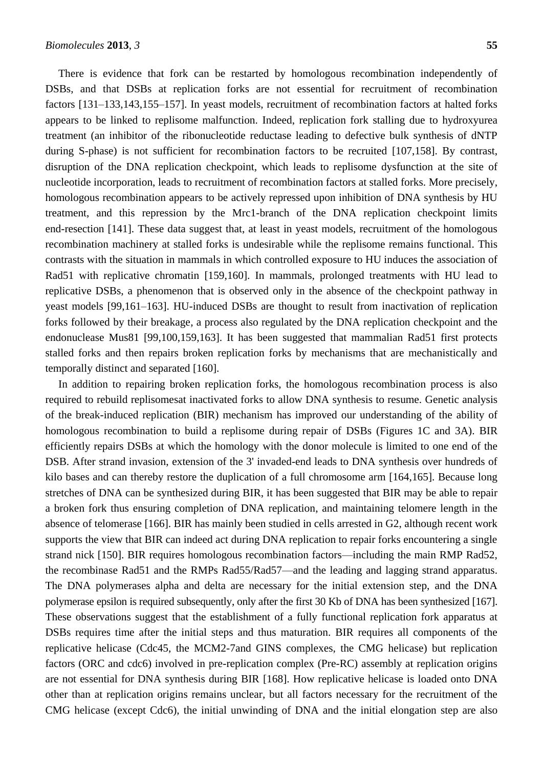There is evidence that fork can be restarted by homologous recombination independently of DSBs, and that DSBs at replication forks are not essential for recruitment of recombination factors [131–133,143,155–157]. In yeast models, recruitment of recombination factors at halted forks appears to be linked to replisome malfunction. Indeed, replication fork stalling due to hydroxyurea treatment (an inhibitor of the ribonucleotide reductase leading to defective bulk synthesis of dNTP during S-phase) is not sufficient for recombination factors to be recruited [107,158]. By contrast, disruption of the DNA replication checkpoint, which leads to replisome dysfunction at the site of nucleotide incorporation, leads to recruitment of recombination factors at stalled forks. More precisely, homologous recombination appears to be actively repressed upon inhibition of DNA synthesis by HU treatment, and this repression by the Mrc1-branch of the DNA replication checkpoint limits end-resection [141]. These data suggest that, at least in yeast models, recruitment of the homologous recombination machinery at stalled forks is undesirable while the replisome remains functional. This contrasts with the situation in mammals in which controlled exposure to HU induces the association of Rad51 with replicative chromatin [159,160]. In mammals, prolonged treatments with HU lead to replicative DSBs, a phenomenon that is observed only in the absence of the checkpoint pathway in yeast models [99,161–163]. HU-induced DSBs are thought to result from inactivation of replication forks followed by their breakage, a process also regulated by the DNA replication checkpoint and the endonuclease Mus81 [99,100,159,163]. It has been suggested that mammalian Rad51 first protects stalled forks and then repairs broken replication forks by mechanisms that are mechanistically and temporally distinct and separated [160].

In addition to repairing broken replication forks, the homologous recombination process is also required to rebuild replisomesat inactivated forks to allow DNA synthesis to resume. Genetic analysis of the break-induced replication (BIR) mechanism has improved our understanding of the ability of homologous recombination to build a replisome during repair of DSBs (Figures 1C and 3A). BIR efficiently repairs DSBs at which the homology with the donor molecule is limited to one end of the DSB. After strand invasion, extension of the 3' invaded-end leads to DNA synthesis over hundreds of kilo bases and can thereby restore the duplication of a full chromosome arm [164,165]. Because long stretches of DNA can be synthesized during BIR, it has been suggested that BIR may be able to repair a broken fork thus ensuring completion of DNA replication, and maintaining telomere length in the absence of telomerase [166]. BIR has mainly been studied in cells arrested in G2, although recent work supports the view that BIR can indeed act during DNA replication to repair forks encountering a single strand nick [150]. BIR requires homologous recombination factors—including the main RMP Rad52, the recombinase Rad51 and the RMPs Rad55/Rad57—and the leading and lagging strand apparatus. The DNA polymerases alpha and delta are necessary for the initial extension step, and the DNA polymerase epsilon is required subsequently, only after the first 30 Kb of DNA has been synthesized [167]. These observations suggest that the establishment of a fully functional replication fork apparatus at DSBs requires time after the initial steps and thus maturation. BIR requires all components of the replicative helicase (Cdc45, the MCM2-7and GINS complexes, the CMG helicase) but replication factors (ORC and cdc6) involved in pre-replication complex (Pre-RC) assembly at replication origins are not essential for DNA synthesis during BIR [168]. How replicative helicase is loaded onto DNA other than at replication origins remains unclear, but all factors necessary for the recruitment of the CMG helicase (except Cdc6), the initial unwinding of DNA and the initial elongation step are also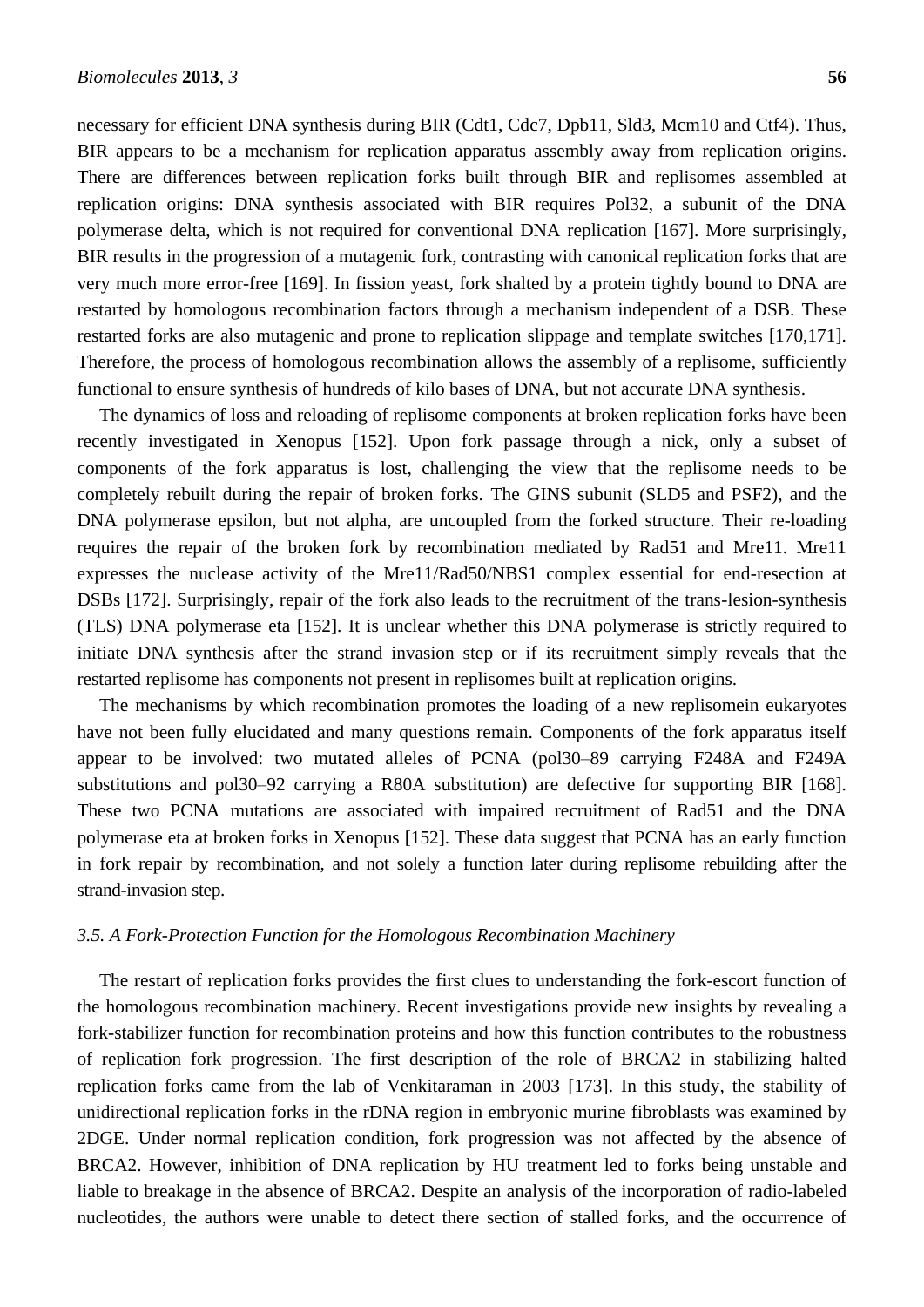necessary for efficient DNA synthesis during BIR (Cdt1, Cdc7, Dpb11, Sld3, Mcm10 and Ctf4). Thus, BIR appears to be a mechanism for replication apparatus assembly away from replication origins. There are differences between replication forks built through BIR and replisomes assembled at replication origins: DNA synthesis associated with BIR requires Pol32, a subunit of the DNA polymerase delta, which is not required for conventional DNA replication [167]. More surprisingly, BIR results in the progression of a mutagenic fork, contrasting with canonical replication forks that are very much more error-free [169]. In fission yeast, fork shalted by a protein tightly bound to DNA are restarted by homologous recombination factors through a mechanism independent of a DSB. These restarted forks are also mutagenic and prone to replication slippage and template switches [170,171]. Therefore, the process of homologous recombination allows the assembly of a replisome, sufficiently functional to ensure synthesis of hundreds of kilo bases of DNA, but not accurate DNA synthesis.

The dynamics of loss and reloading of replisome components at broken replication forks have been recently investigated in Xenopus [152]. Upon fork passage through a nick, only a subset of components of the fork apparatus is lost, challenging the view that the replisome needs to be completely rebuilt during the repair of broken forks. The GINS subunit (SLD5 and PSF2), and the DNA polymerase epsilon, but not alpha, are uncoupled from the forked structure. Their re-loading requires the repair of the broken fork by recombination mediated by Rad51 and Mre11. Mre11 expresses the nuclease activity of the Mre11/Rad50/NBS1 complex essential for end-resection at DSBs [172]. Surprisingly, repair of the fork also leads to the recruitment of the trans-lesion-synthesis (TLS) DNA polymerase eta [152]. It is unclear whether this DNA polymerase is strictly required to initiate DNA synthesis after the strand invasion step or if its recruitment simply reveals that the restarted replisome has components not present in replisomes built at replication origins.

The mechanisms by which recombination promotes the loading of a new replisomein eukaryotes have not been fully elucidated and many questions remain. Components of the fork apparatus itself appear to be involved: two mutated alleles of PCNA (pol30–89 carrying F248A and F249A substitutions and pol30–92 carrying a R80A substitution) are defective for supporting BIR [168]. These two PCNA mutations are associated with impaired recruitment of Rad51 and the DNA polymerase eta at broken forks in Xenopus [152]. These data suggest that PCNA has an early function in fork repair by recombination, and not solely a function later during replisome rebuilding after the strand-invasion step.

### *3.5. A Fork-Protection Function for the Homologous Recombination Machinery*

The restart of replication forks provides the first clues to understanding the fork-escort function of the homologous recombination machinery. Recent investigations provide new insights by revealing a fork-stabilizer function for recombination proteins and how this function contributes to the robustness of replication fork progression. The first description of the role of BRCA2 in stabilizing halted replication forks came from the lab of Venkitaraman in 2003 [173]. In this study, the stability of unidirectional replication forks in the rDNA region in embryonic murine fibroblasts was examined by 2DGE. Under normal replication condition, fork progression was not affected by the absence of BRCA2. However, inhibition of DNA replication by HU treatment led to forks being unstable and liable to breakage in the absence of BRCA2. Despite an analysis of the incorporation of radio-labeled nucleotides, the authors were unable to detect there section of stalled forks, and the occurrence of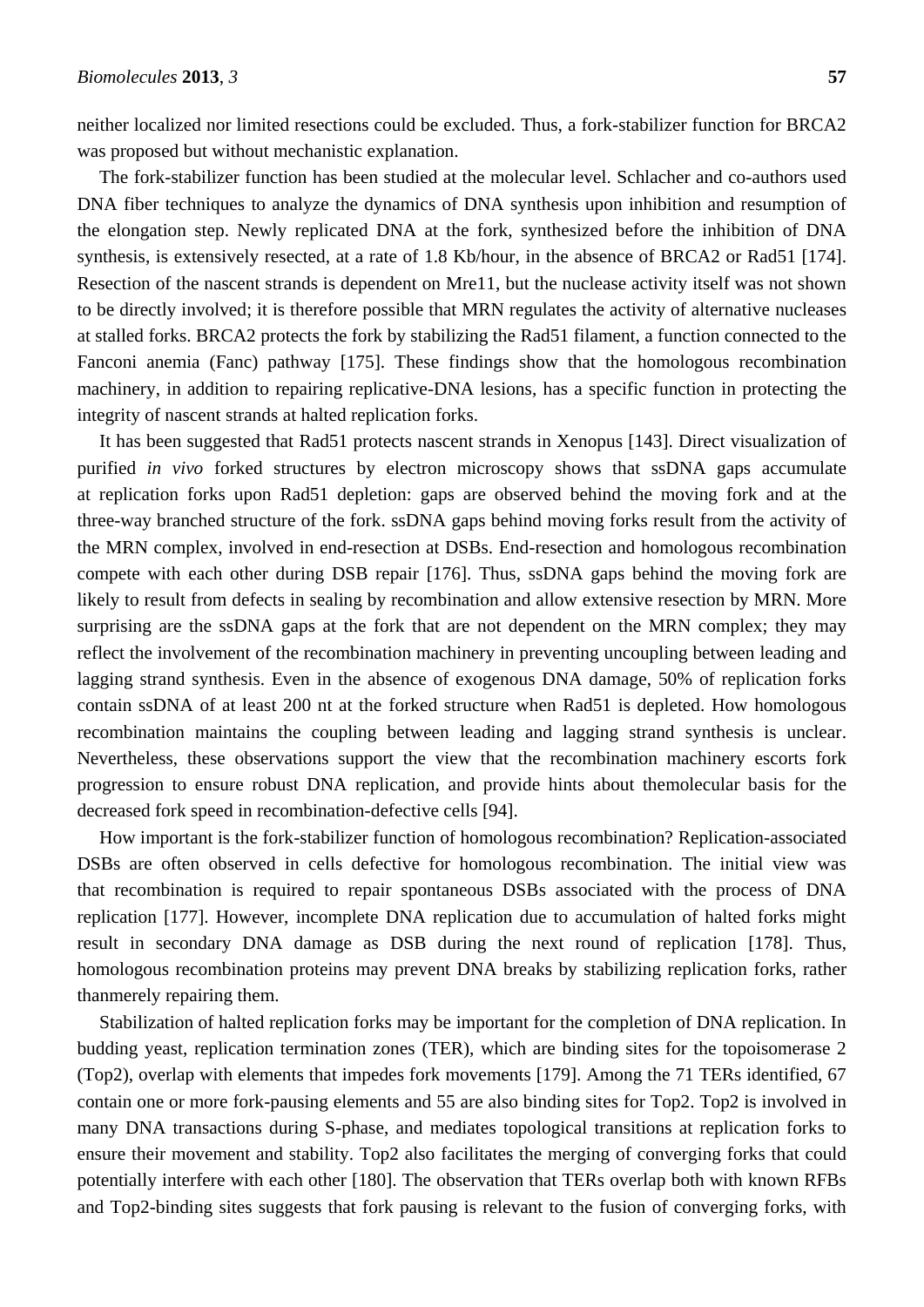neither localized nor limited resections could be excluded. Thus, a fork-stabilizer function for BRCA2 was proposed but without mechanistic explanation.

The fork-stabilizer function has been studied at the molecular level. Schlacher and co-authors used DNA fiber techniques to analyze the dynamics of DNA synthesis upon inhibition and resumption of the elongation step. Newly replicated DNA at the fork, synthesized before the inhibition of DNA synthesis, is extensively resected, at a rate of 1.8 Kb/hour, in the absence of BRCA2 or Rad51 [174]. Resection of the nascent strands is dependent on Mre11, but the nuclease activity itself was not shown to be directly involved; it is therefore possible that MRN regulates the activity of alternative nucleases at stalled forks. BRCA2 protects the fork by stabilizing the Rad51 filament, a function connected to the Fanconi anemia (Fanc) pathway [175]. These findings show that the homologous recombination machinery, in addition to repairing replicative-DNA lesions, has a specific function in protecting the integrity of nascent strands at halted replication forks.

It has been suggested that Rad51 protects nascent strands in Xenopus [143]. Direct visualization of purified *in vivo* forked structures by electron microscopy shows that ssDNA gaps accumulate at replication forks upon Rad51 depletion: gaps are observed behind the moving fork and at the three-way branched structure of the fork. ssDNA gaps behind moving forks result from the activity of the MRN complex, involved in end-resection at DSBs. End-resection and homologous recombination compete with each other during DSB repair [176]. Thus, ssDNA gaps behind the moving fork are likely to result from defects in sealing by recombination and allow extensive resection by MRN. More surprising are the ssDNA gaps at the fork that are not dependent on the MRN complex; they may reflect the involvement of the recombination machinery in preventing uncoupling between leading and lagging strand synthesis. Even in the absence of exogenous DNA damage, 50% of replication forks contain ssDNA of at least 200 nt at the forked structure when Rad51 is depleted. How homologous recombination maintains the coupling between leading and lagging strand synthesis is unclear. Nevertheless, these observations support the view that the recombination machinery escorts fork progression to ensure robust DNA replication, and provide hints about themolecular basis for the decreased fork speed in recombination-defective cells [94].

How important is the fork-stabilizer function of homologous recombination? Replication-associated DSBs are often observed in cells defective for homologous recombination. The initial view was that recombination is required to repair spontaneous DSBs associated with the process of DNA replication [177]. However, incomplete DNA replication due to accumulation of halted forks might result in secondary DNA damage as DSB during the next round of replication [178]. Thus, homologous recombination proteins may prevent DNA breaks by stabilizing replication forks, rather thanmerely repairing them.

Stabilization of halted replication forks may be important for the completion of DNA replication. In budding yeast, replication termination zones (TER), which are binding sites for the topoisomerase 2 (Top2), overlap with elements that impedes fork movements [179]. Among the 71 TERs identified, 67 contain one or more fork-pausing elements and 55 are also binding sites for Top2. Top2 is involved in many DNA transactions during S-phase, and mediates topological transitions at replication forks to ensure their movement and stability. Top2 also facilitates the merging of converging forks that could potentially interfere with each other [180]. The observation that TERs overlap both with known RFBs and Top2-binding sites suggests that fork pausing is relevant to the fusion of converging forks, with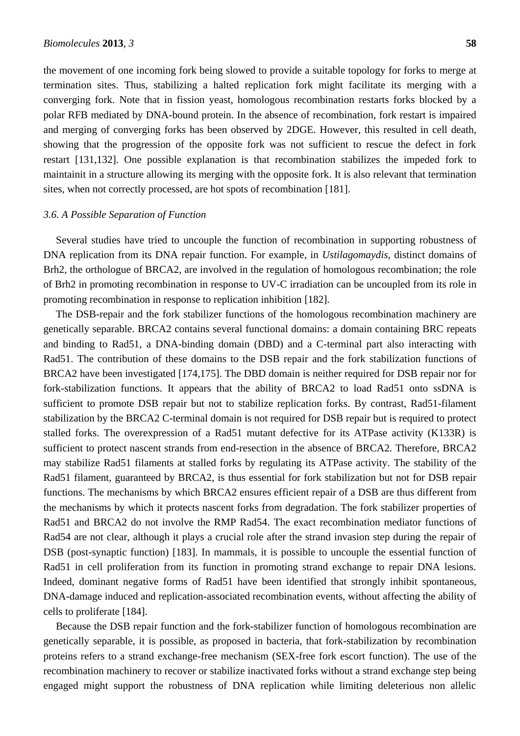the movement of one incoming fork being slowed to provide a suitable topology for forks to merge at termination sites. Thus, stabilizing a halted replication fork might facilitate its merging with a converging fork. Note that in fission yeast, homologous recombination restarts forks blocked by a polar RFB mediated by DNA-bound protein. In the absence of recombination, fork restart is impaired and merging of converging forks has been observed by 2DGE. However, this resulted in cell death, showing that the progression of the opposite fork was not sufficient to rescue the defect in fork restart [131,132]. One possible explanation is that recombination stabilizes the impeded fork to maintainit in a structure allowing its merging with the opposite fork. It is also relevant that termination sites, when not correctly processed, are hot spots of recombination [181].

### *3.6. A Possible Separation of Function*

Several studies have tried to uncouple the function of recombination in supporting robustness of DNA replication from its DNA repair function. For example, in *Ustilagomaydis*, distinct domains of Brh2, the orthologue of BRCA2, are involved in the regulation of homologous recombination; the role of Brh2 in promoting recombination in response to UV-C irradiation can be uncoupled from its role in promoting recombination in response to replication inhibition [182].

The DSB-repair and the fork stabilizer functions of the homologous recombination machinery are genetically separable. BRCA2 contains several functional domains: a domain containing BRC repeats and binding to Rad51, a DNA-binding domain (DBD) and a C-terminal part also interacting with Rad51. The contribution of these domains to the DSB repair and the fork stabilization functions of BRCA2 have been investigated [174,175]. The DBD domain is neither required for DSB repair nor for fork-stabilization functions. It appears that the ability of BRCA2 to load Rad51 onto ssDNA is sufficient to promote DSB repair but not to stabilize replication forks. By contrast, Rad51-filament stabilization by the BRCA2 C-terminal domain is not required for DSB repair but is required to protect stalled forks. The overexpression of a Rad51 mutant defective for its ATPase activity (K133R) is sufficient to protect nascent strands from end-resection in the absence of BRCA2. Therefore, BRCA2 may stabilize Rad51 filaments at stalled forks by regulating its ATPase activity. The stability of the Rad51 filament, guaranteed by BRCA2, is thus essential for fork stabilization but not for DSB repair functions. The mechanisms by which BRCA2 ensures efficient repair of a DSB are thus different from the mechanisms by which it protects nascent forks from degradation. The fork stabilizer properties of Rad51 and BRCA2 do not involve the RMP Rad54. The exact recombination mediator functions of Rad54 are not clear, although it plays a crucial role after the strand invasion step during the repair of DSB (post-synaptic function) [183]. In mammals, it is possible to uncouple the essential function of Rad51 in cell proliferation from its function in promoting strand exchange to repair DNA lesions. Indeed, dominant negative forms of Rad51 have been identified that strongly inhibit spontaneous, DNA-damage induced and replication-associated recombination events, without affecting the ability of cells to proliferate [184].

Because the DSB repair function and the fork-stabilizer function of homologous recombination are genetically separable, it is possible, as proposed in bacteria, that fork-stabilization by recombination proteins refers to a strand exchange-free mechanism (SEX-free fork escort function). The use of the recombination machinery to recover or stabilize inactivated forks without a strand exchange step being engaged might support the robustness of DNA replication while limiting deleterious non allelic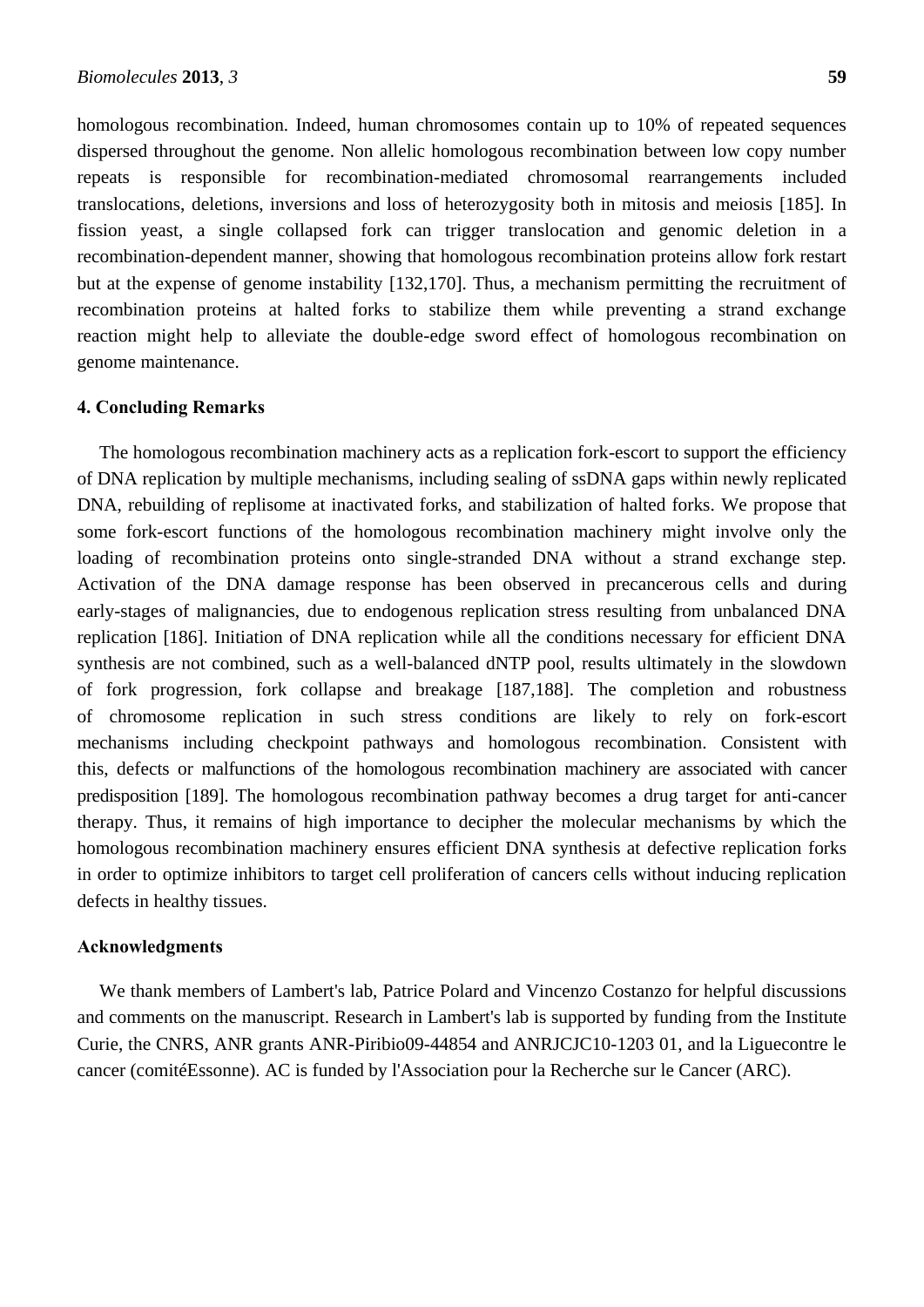homologous recombination. Indeed, human chromosomes contain up to 10% of repeated sequences dispersed throughout the genome. Non allelic homologous recombination between low copy number repeats is responsible for recombination-mediated chromosomal rearrangements included translocations, deletions, inversions and loss of heterozygosity both in mitosis and meiosis [185]. In fission yeast, a single collapsed fork can trigger translocation and genomic deletion in a recombination-dependent manner, showing that homologous recombination proteins allow fork restart but at the expense of genome instability [132,170]. Thus, a mechanism permitting the recruitment of recombination proteins at halted forks to stabilize them while preventing a strand exchange reaction might help to alleviate the double-edge sword effect of homologous recombination on genome maintenance.

## 4. Concluding Remarks

The homologous recombination machinery acts as a replication fork-escort to support the efficiency of DNA replication by multiple mechanisms, including sealing of ssDNA gaps within newly replicated DNA, rebuilding of replisome at inactivated forks, and stabilization of halted forks. We propose that some fork-escort functions of the homologous recombination machinery might involve only the loading of recombination proteins onto single-stranded DNA without a strand exchange step. Activation of the DNA damage response has been observed in precancerous cells and during early-stages of malignancies, due to endogenous replication stress resulting from unbalanced DNA replication [186]. Initiation of DNA replication while all the conditions necessary for efficient DNA synthesis are not combined, such as a well-balanced dNTP pool, results ultimately in the slowdown of fork progression, fork collapse and breakage [187,188]. The completion and robustness of chromosome replication in such stress conditions are likely to rely on fork-escort mechanisms including checkpoint pathways and homologous recombination. Consistent with this, defects or malfunctions of the homologous recombination machinery are associated with cancer predisposition [189]. The homologous recombination pathway becomes a drug target for anti-cancer therapy. Thus, it remains of high importance to decipher the molecular mechanisms by which the homologous recombination machinery ensures efficient DNA synthesis at defective replication forks in order to optimize inhibitors to target cell proliferation of cancers cells without inducing replication defects in healthy tissues.

## Acknowledgments

We thank members of Lambert's lab, Patrice Polard and Vincenzo Costanzo for helpful discussions and comments on the manuscript. Research in Lambert's lab is supported by funding from the Institute Curie, the CNRS, ANR grants ANR-Piribio09-44854 and ANRJCJC10-1203 01, and la Liguecontre le cancer (comitéEssonne). AC is funded by l'Association pour la Recherche sur le Cancer (ARC).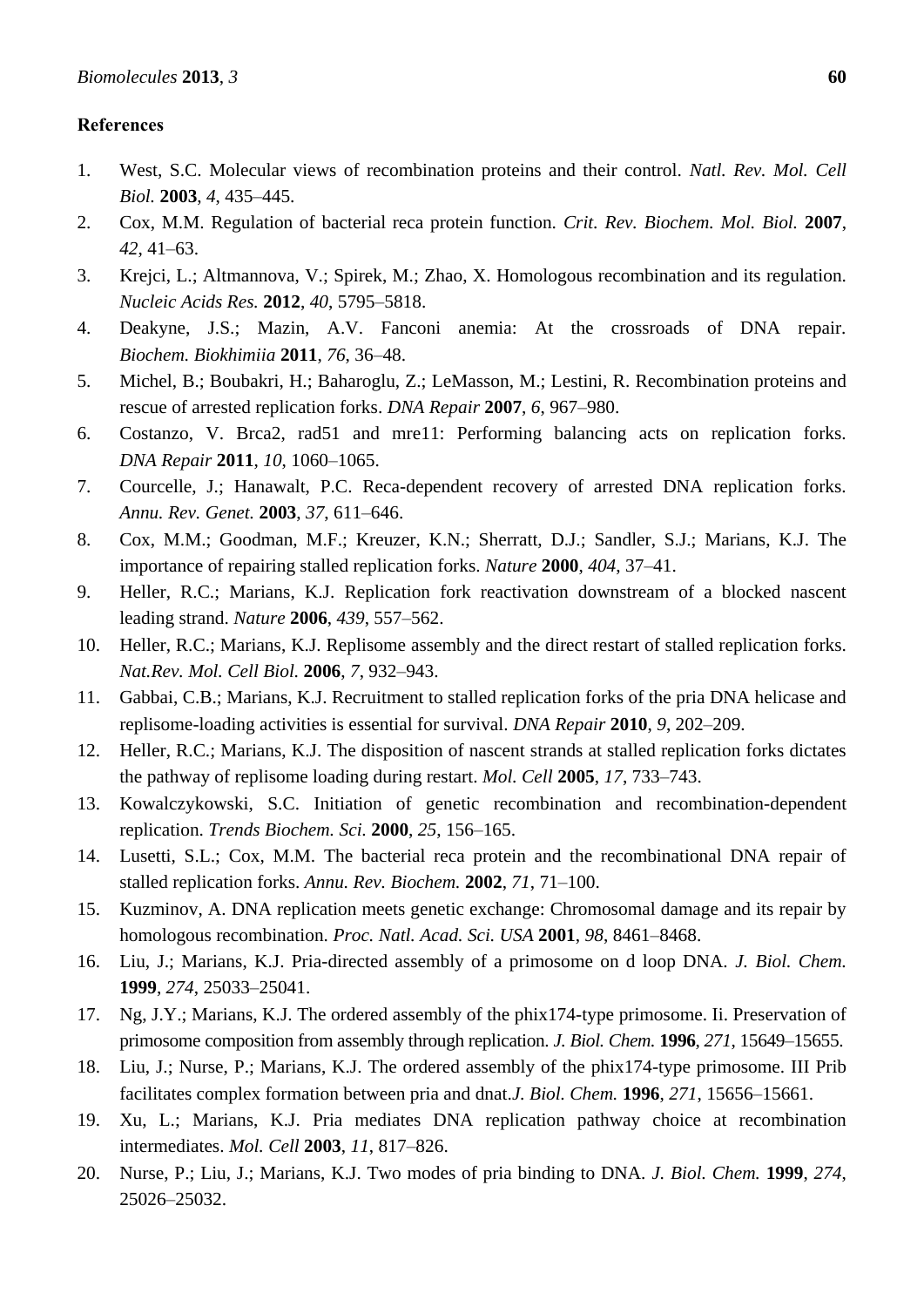## References

1. West, S.C. Molecular views of recombination proteins and their control. *Natl. Rev. Mol. Cell Biol.* **2003**, *4*, 435–445.
2. Cox, M.M. Regulation of bacterial reca protein function. *Crit. Rev. Biochem. Mol. Biol.* **2007**, *42*, 41–63.
3. Krejci, L.; Altmannova, V.; Spirek, M.; Zhao, X. Homologous recombination and its regulation. *Nucleic Acids Res.* **2012**, *40*, 5795–5818.
4. Deakyne, J.S.; Mazin, A.V. Fanconi anemia: At the crossroads of DNA repair. *Biochem. Biokhimiia* **2011**, *76*, 36–48.
5. Michel, B.; Boubakri, H.; Baharoglu, Z.; LeMasson, M.; Lestini, R. Recombination proteins and rescue of arrested replication forks. *DNA Repair* **2007**, *6*, 967–980.
6. Costanzo, V. Brca2, rad51 and mre11: Performing balancing acts on replication forks. *DNA Repair* **2011**, *10*, 1060–1065.
7. Courcelle, J.; Hanawalt, P.C. Reca-dependent recovery of arrested DNA replication forks. *Annu. Rev. Genet.* **2003**, *37*, 611–646.
8. Cox, M.M.; Goodman, M.F.; Kreuzer, K.N.; Sherratt, D.J.; Sandler, S.J.; Marians, K.J. The importance of repairing stalled replication forks. *Nature* **2000**, *404*, 37–41.
9. Heller, R.C.; Marians, K.J. Replication fork reactivation downstream of a blocked nascent leading strand. *Nature* **2006**, *439*, 557–562.
10. Heller, R.C.; Marians, K.J. Replisome assembly and the direct restart of stalled replication forks. *Nat.Rev. Mol. Cell Biol.* **2006**, *7*, 932–943.
11. Gabbai, C.B.; Marians, K.J. Recruitment to stalled replication forks of the pria DNA helicase and replisome-loading activities is essential for survival. *DNA Repair* **2010**, *9*, 202–209.
12. Heller, R.C.; Marians, K.J. The disposition of nascent strands at stalled replication forks dictates the pathway of replisome loading during restart. *Mol. Cell* **2005**, *17*, 733–743.
13. Kowalczykowski, S.C. Initiation of genetic recombination and recombination-dependent replication. *Trends Biochem. Sci.* **2000**, *25*, 156–165.
14. Lusetti, S.L.; Cox, M.M. The bacterial reca protein and the recombinational DNA repair of stalled replication forks. *Annu. Rev. Biochem.* **2002**, *71*, 71–100.
15. Kuzminov, A. DNA replication meets genetic exchange: Chromosomal damage and its repair by homologous recombination. *Proc. Natl. Acad. Sci. USA* **2001**, *98*, 8461–8468.
16. Liu, J.; Marians, K.J. Pria-directed assembly of a primosome on d loop DNA. *J. Biol. Chem.* **1999**, *274*, 25033–25041.
17. Ng, J.Y.; Marians, K.J. The ordered assembly of the phix174-type primosome. Ii. Preservation of primosome composition from assembly through replication. *J. Biol. Chem.* **1996**, *271*, 15649–15655.
18. Liu, J.; Nurse, P.; Marians, K.J. The ordered assembly of the phix174-type primosome. III Prib facilitates complex formation between pria and dnat.*J. Biol. Chem.* **1996**, *271*, 15656–15661.
19. Xu, L.; Marians, K.J. Pria mediates DNA replication pathway choice at recombination intermediates. *Mol. Cell* **2003**, *11*, 817–826.
20. Nurse, P.; Liu, J.; Marians, K.J. Two modes of pria binding to DNA. *J. Biol. Chem.* **1999**, *274*, 25026–25032.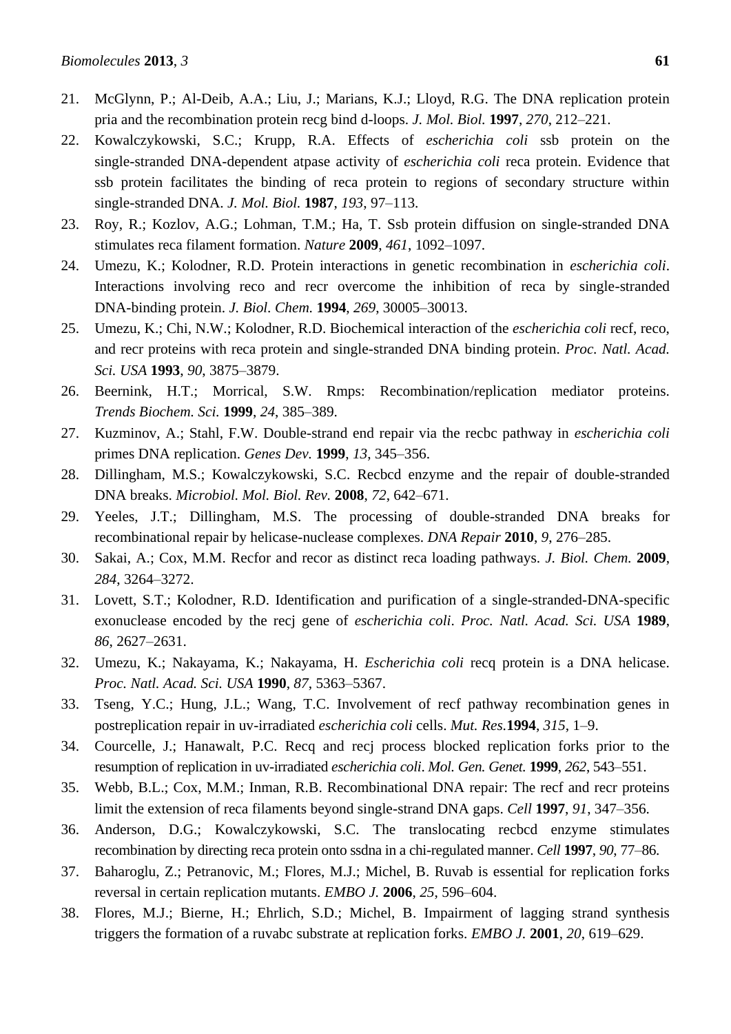21. McGlynn, P.; Al-Deib, A.A.; Liu, J.; Marians, K.J.; Lloyd, R.G. The DNA replication protein pria and the recombination protein recg bind d-loops. *J. Mol. Biol.* **1997**, *270*, 212–221.
22. Kowalczykowski, S.C.; Krupp, R.A. Effects of *escherichia coli* ssb protein on the single-stranded DNA-dependent atpase activity of *escherichia coli* reca protein. Evidence that ssb protein facilitates the binding of reca protein to regions of secondary structure within single-stranded DNA. *J. Mol. Biol.* **1987**, *193*, 97–113.
23. Roy, R.; Kozlov, A.G.; Lohman, T.M.; Ha, T. Ssb protein diffusion on single-stranded DNA stimulates reca filament formation. *Nature* **2009**, *461*, 1092–1097.
24. Umezu, K.; Kolodner, R.D. Protein interactions in genetic recombination in *escherichia coli*. Interactions involving reco and recr overcome the inhibition of reca by single-stranded DNA-binding protein. *J. Biol. Chem.* **1994**, *269*, 30005–30013.
25. Umezu, K.; Chi, N.W.; Kolodner, R.D. Biochemical interaction of the *escherichia coli* recf, reco, and recr proteins with reca protein and single-stranded DNA binding protein. *Proc. Natl. Acad. Sci. USA* **1993**, *90*, 3875–3879.
26. Beernink, H.T.; Morrical, S.W. Rmps: Recombination/replication mediator proteins. *Trends Biochem. Sci.* **1999**, *24*, 385–389.
27. Kuzminov, A.; Stahl, F.W. Double-strand end repair via the recbc pathway in *escherichia coli* primes DNA replication. *Genes Dev.* **1999**, *13*, 345–356.
28. Dillingham, M.S.; Kowalczykowski, S.C. Recbcd enzyme and the repair of double-stranded DNA breaks. *Microbiol. Mol. Biol. Rev.* **2008**, *72*, 642–671.
29. Yeeles, J.T.; Dillingham, M.S. The processing of double-stranded DNA breaks for recombinational repair by helicase-nuclease complexes. *DNA Repair* **2010**, *9*, 276–285.
30. Sakai, A.; Cox, M.M. Recfor and recor as distinct reca loading pathways. *J. Biol. Chem.* **2009**, *284*, 3264–3272.
31. Lovett, S.T.; Kolodner, R.D. Identification and purification of a single-stranded-DNA-specific exonuclease encoded by the recj gene of *escherichia coli*. *Proc. Natl. Acad. Sci. USA* **1989**, *86*, 2627–2631.
32. Umezu, K.; Nakayama, K.; Nakayama, H. *Escherichia coli* recq protein is a DNA helicase. *Proc. Natl. Acad. Sci. USA* **1990**, *87*, 5363–5367.
33. Tseng, Y.C.; Hung, J.L.; Wang, T.C. Involvement of recf pathway recombination genes in postreplication repair in uv-irradiated *escherichia coli* cells. *Mut. Res.***1994**, *315*, 1–9.
34. Courcelle, J.; Hanawalt, P.C. Recq and recj process blocked replication forks prior to the resumption of replication in uv-irradiated *escherichia coli*. *Mol. Gen. Genet.* **1999**, *262*, 543–551.
35. Webb, B.L.; Cox, M.M.; Inman, R.B. Recombinational DNA repair: The recf and recr proteins limit the extension of reca filaments beyond single-strand DNA gaps. *Cell* **1997**, *91*, 347–356.
36. Anderson, D.G.; Kowalczykowski, S.C. The translocating recbcd enzyme stimulates recombination by directing reca protein onto ssdna in a chi-regulated manner. *Cell* **1997**, *90*, 77–86.
37. Baharoglu, Z.; Petranovic, M.; Flores, M.J.; Michel, B. Ruvab is essential for replication forks reversal in certain replication mutants. *EMBO J.* **2006**, *25*, 596–604.
38. Flores, M.J.; Bierne, H.; Ehrlich, S.D.; Michel, B. Impairment of lagging strand synthesis triggers the formation of a ruvabc substrate at replication forks. *EMBO J.* **2001**, *20*, 619–629.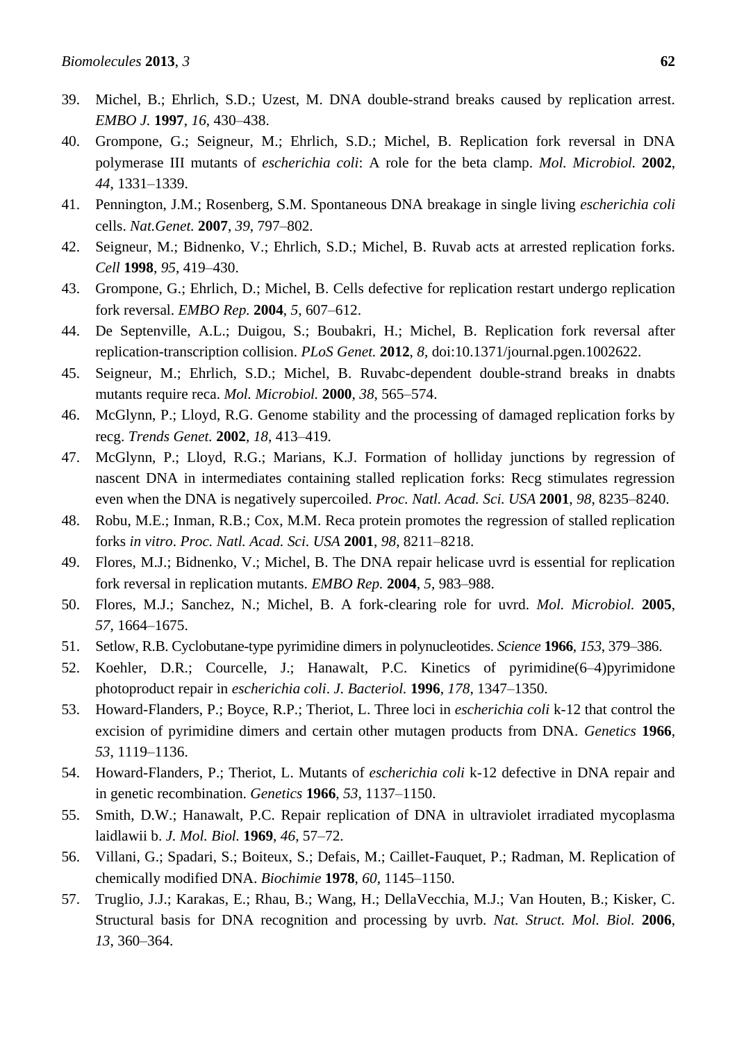39. Michel, B.; Ehrlich, S.D.; Uzest, M. DNA double-strand breaks caused by replication arrest. *EMBO J.* **1997**, *16*, 430–438.
40. Grompone, G.; Seigneur, M.; Ehrlich, S.D.; Michel, B. Replication fork reversal in DNA polymerase III mutants of *escherichia coli*: A role for the beta clamp. *Mol. Microbiol.* **2002**, *44*, 1331–1339.
41. Pennington, J.M.; Rosenberg, S.M. Spontaneous DNA breakage in single living *escherichia coli* cells. *Nat.Genet.* **2007**, *39*, 797–802.
42. Seigneur, M.; Bidnenko, V.; Ehrlich, S.D.; Michel, B. Ruvab acts at arrested replication forks. *Cell* **1998**, *95*, 419–430.
43. Grompone, G.; Ehrlich, D.; Michel, B. Cells defective for replication restart undergo replication fork reversal. *EMBO Rep.* **2004**, *5*, 607–612.
44. De Septenville, A.L.; Duigou, S.; Boubakri, H.; Michel, B. Replication fork reversal after replication-transcription collision. *PLoS Genet.* **2012**, *8*, doi:10.1371/journal.pgen.1002622.
45. Seigneur, M.; Ehrlich, S.D.; Michel, B. Ruvabc-dependent double-strand breaks in dnabts mutants require reca. *Mol. Microbiol.* **2000**, *38*, 565–574.
46. McGlynn, P.; Lloyd, R.G. Genome stability and the processing of damaged replication forks by recg. *Trends Genet.* **2002**, *18*, 413–419.
47. McGlynn, P.; Lloyd, R.G.; Marians, K.J. Formation of holliday junctions by regression of nascent DNA in intermediates containing stalled replication forks: Recg stimulates regression even when the DNA is negatively supercoiled. *Proc. Natl. Acad. Sci. USA* **2001**, *98*, 8235–8240.
48. Robu, M.E.; Inman, R.B.; Cox, M.M. Reca protein promotes the regression of stalled replication forks *in vitro*. *Proc. Natl. Acad. Sci. USA* **2001**, *98*, 8211–8218.
49. Flores, M.J.; Bidnenko, V.; Michel, B. The DNA repair helicase uvrd is essential for replication fork reversal in replication mutants. *EMBO Rep.* **2004**, *5*, 983–988.
50. Flores, M.J.; Sanchez, N.; Michel, B. A fork-clearing role for uvrd. *Mol. Microbiol.* **2005**, *57*, 1664–1675.
51. Setlow, R.B. Cyclobutane-type pyrimidine dimers in polynucleotides. *Science* **1966**, *153*, 379–386.
52. Koehler, D.R.; Courcelle, J.; Hanawalt, P.C. Kinetics of pyrimidine(6–4)pyrimidone photoproduct repair in *escherichia coli*. *J. Bacteriol.* **1996**, *178*, 1347–1350.
53. Howard-Flanders, P.; Boyce, R.P.; Theriot, L. Three loci in *escherichia coli* k-12 that control the excision of pyrimidine dimers and certain other mutagen products from DNA. *Genetics* **1966**, *53*, 1119–1136.
54. Howard-Flanders, P.; Theriot, L. Mutants of *escherichia coli* k-12 defective in DNA repair and in genetic recombination. *Genetics* **1966**, *53*, 1137–1150.
55. Smith, D.W.; Hanawalt, P.C. Repair replication of DNA in ultraviolet irradiated mycoplasma laidlawii b. *J. Mol. Biol.* **1969**, *46*, 57–72.
56. Villani, G.; Spadari, S.; Boiteux, S.; Defais, M.; Caillet-Fauquet, P.; Radman, M. Replication of chemically modified DNA. *Biochimie* **1978**, *60*, 1145–1150.
57. Truglio, J.J.; Karakas, E.; Rhau, B.; Wang, H.; DellaVecchia, M.J.; Van Houten, B.; Kisker, C. Structural basis for DNA recognition and processing by uvrb. *Nat. Struct. Mol. Biol.* **2006**, *13*, 360–364.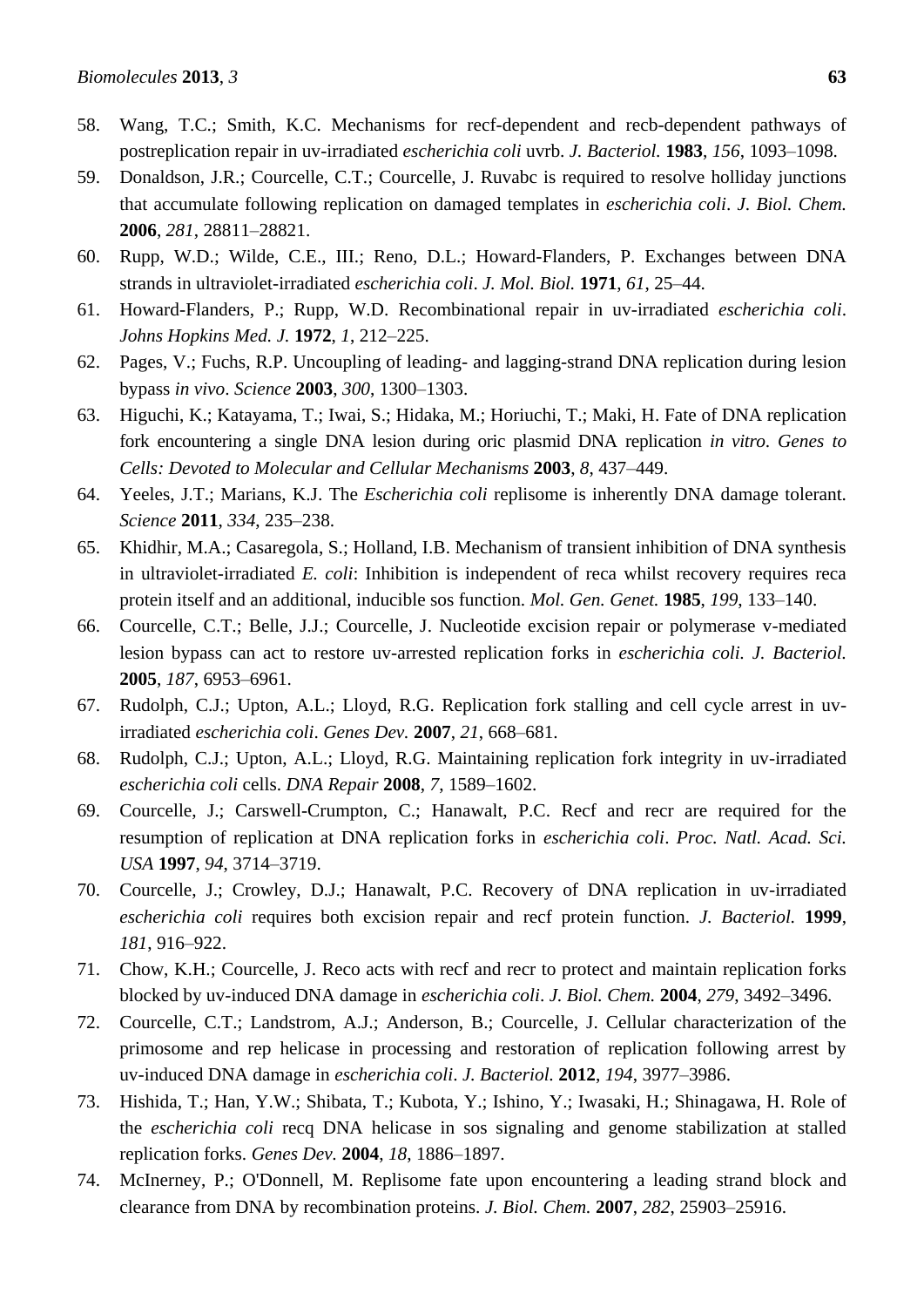58. Wang, T.C.; Smith, K.C. Mechanisms for recf-dependent and recb-dependent pathways of postreplication repair in uv-irradiated *escherichia coli* uvrb. *J. Bacteriol.* **1983**, *156*, 1093–1098.
59. Donaldson, J.R.; Courcelle, C.T.; Courcelle, J. Ruvabc is required to resolve holliday junctions that accumulate following replication on damaged templates in *escherichia coli*. *J. Biol. Chem.* **2006**, *281*, 28811–28821.
60. Rupp, W.D.; Wilde, C.E., III.; Reno, D.L.; Howard-Flanders, P. Exchanges between DNA strands in ultraviolet-irradiated *escherichia coli*. *J. Mol. Biol.* **1971**, *61*, 25–44.
61. Howard-Flanders, P.; Rupp, W.D. Recombinational repair in uv-irradiated *escherichia coli*. *Johns Hopkins Med. J.* **1972**, *1*, 212–225.
62. Pages, V.; Fuchs, R.P. Uncoupling of leading- and lagging-strand DNA replication during lesion bypass *in vivo*. *Science* **2003**, *300*, 1300–1303.
63. Higuchi, K.; Katayama, T.; Iwai, S.; Hidaka, M.; Horiuchi, T.; Maki, H. Fate of DNA replication fork encountering a single DNA lesion during oric plasmid DNA replication *in vitro*. *Genes to Cells: Devoted to Molecular and Cellular Mechanisms* **2003**, *8*, 437–449.
64. Yeeles, J.T.; Marians, K.J. The *Escherichia coli* replisome is inherently DNA damage tolerant. *Science* **2011**, *334*, 235–238.
65. Khidhir, M.A.; Casaregola, S.; Holland, I.B. Mechanism of transient inhibition of DNA synthesis in ultraviolet-irradiated *E. coli*: Inhibition is independent of reca whilst recovery requires reca protein itself and an additional, inducible sos function. *Mol. Gen. Genet.* **1985**, *199*, 133–140.
66. Courcelle, C.T.; Belle, J.J.; Courcelle, J. Nucleotide excision repair or polymerase v-mediated lesion bypass can act to restore uv-arrested replication forks in *escherichia coli*. *J. Bacteriol.* **2005**, *187*, 6953–6961.
67. Rudolph, C.J.; Upton, A.L.; Lloyd, R.G. Replication fork stalling and cell cycle arrest in uv-irradiated *escherichia coli*. *Genes Dev.* **2007**, *21*, 668–681.
68. Rudolph, C.J.; Upton, A.L.; Lloyd, R.G. Maintaining replication fork integrity in uv-irradiated *escherichia coli* cells. *DNA Repair* **2008**, *7*, 1589–1602.
69. Courcelle, J.; Carswell-Crumpton, C.; Hanawalt, P.C. Recf and recr are required for the resumption of replication at DNA replication forks in *escherichia coli*. *Proc. Natl. Acad. Sci. USA* **1997**, *94*, 3714–3719.
70. Courcelle, J.; Crowley, D.J.; Hanawalt, P.C. Recovery of DNA replication in uv-irradiated *escherichia coli* requires both excision repair and recf protein function. *J. Bacteriol.* **1999**, *181*, 916–922.
71. Chow, K.H.; Courcelle, J. Reco acts with recf and recr to protect and maintain replication forks blocked by uv-induced DNA damage in *escherichia coli*. *J. Biol. Chem.* **2004**, *279*, 3492–3496.
72. Courcelle, C.T.; Landstrom, A.J.; Anderson, B.; Courcelle, J. Cellular characterization of the primosome and rep helicase in processing and restoration of replication following arrest by uv-induced DNA damage in *escherichia coli*. *J. Bacteriol.* **2012**, *194*, 3977–3986.
73. Hishida, T.; Han, Y.W.; Shibata, T.; Kubota, Y.; Ishino, Y.; Iwasaki, H.; Shinagawa, H. Role of the *escherichia coli* recq DNA helicase in sos signaling and genome stabilization at stalled replication forks. *Genes Dev.* **2004**, *18*, 1886–1897.
74. McInerney, P.; O'Donnell, M. Replisome fate upon encountering a leading strand block and clearance from DNA by recombination proteins. *J. Biol. Chem.* **2007**, *282*, 25903–25916.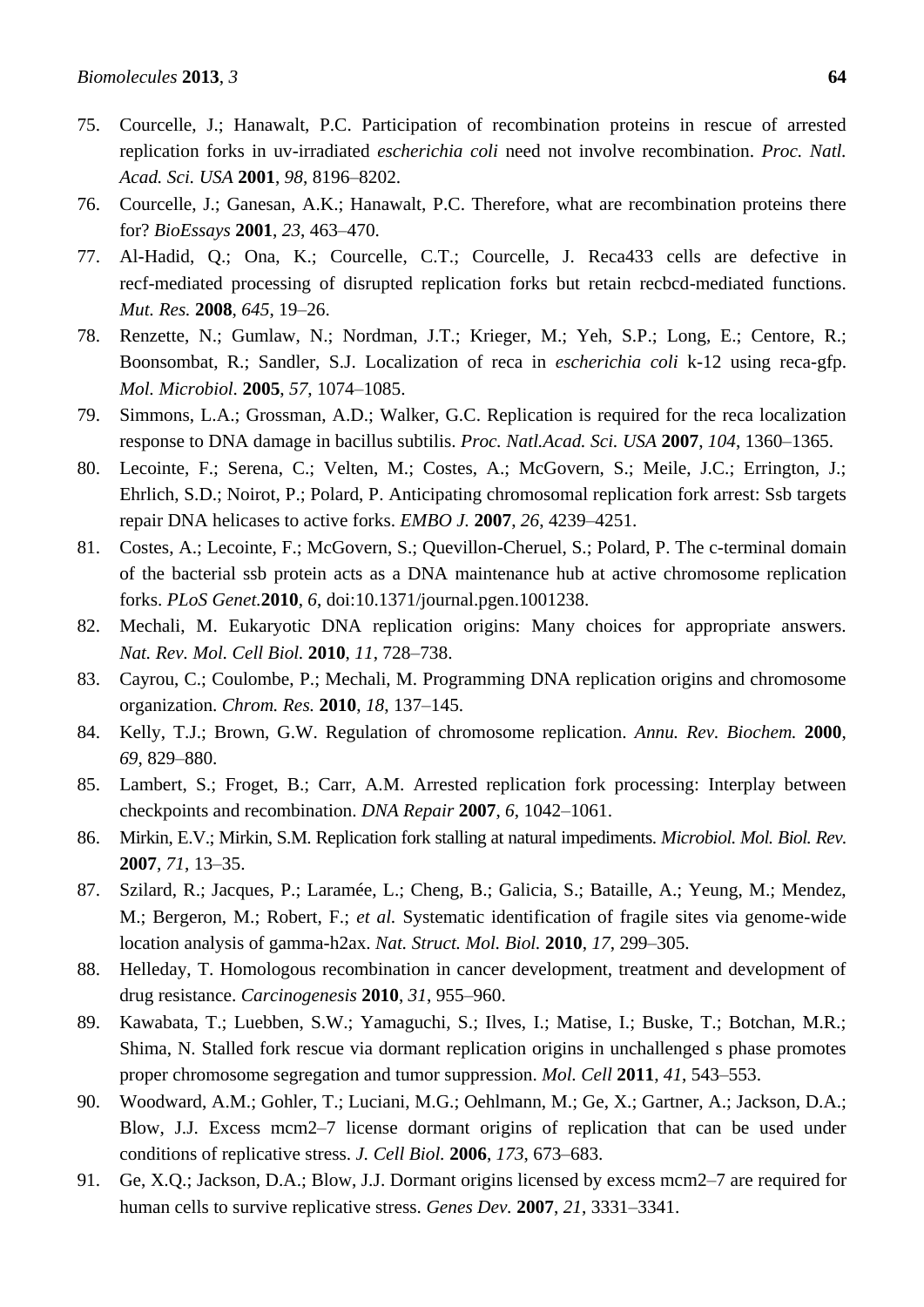75. Courcelle, J.; Hanawalt, P.C. Participation of recombination proteins in rescue of arrested replication forks in uv-irradiated *escherichia coli* need not involve recombination. *Proc. Natl. Acad. Sci. USA* **2001**, *98*, 8196–8202.
76. Courcelle, J.; Ganesan, A.K.; Hanawalt, P.C. Therefore, what are recombination proteins there for? *BioEssays* **2001**, *23*, 463–470.
77. Al-Hadid, Q.; Ona, K.; Courcelle, C.T.; Courcelle, J. Reca433 cells are defective in recf-mediated processing of disrupted replication forks but retain recbcd-mediated functions. *Mut. Res.* **2008**, *645*, 19–26.
78. Renzette, N.; Gumlaw, N.; Nordman, J.T.; Krieger, M.; Yeh, S.P.; Long, E.; Centore, R.; Boonsombat, R.; Sandler, S.J. Localization of reca in *escherichia coli* k-12 using reca-gfp. *Mol. Microbiol.* **2005**, *57*, 1074–1085.
79. Simmons, L.A.; Grossman, A.D.; Walker, G.C. Replication is required for the reca localization response to DNA damage in bacillus subtilis. *Proc. Natl.Acad. Sci. USA* **2007**, *104*, 1360–1365.
80. Lecointe, F.; Serena, C.; Velten, M.; Costes, A.; McGovern, S.; Meile, J.C.; Errington, J.; Ehrlich, S.D.; Noirot, P.; Polard, P. Anticipating chromosomal replication fork arrest: Ssb targets repair DNA helicases to active forks. *EMBO J.* **2007**, *26*, 4239–4251.
81. Costes, A.; Lecointe, F.; McGovern, S.; Quevillon-Cheruel, S.; Polard, P. The c-terminal domain of the bacterial ssb protein acts as a DNA maintenance hub at active chromosome replication forks. *PLoS Genet.***2010**, *6*, doi:10.1371/journal.pgen.1001238.
82. Mechali, M. Eukaryotic DNA replication origins: Many choices for appropriate answers. *Nat. Rev. Mol. Cell Biol.* **2010**, *11*, 728–738.
83. Cayrou, C.; Coulombe, P.; Mechali, M. Programming DNA replication origins and chromosome organization. *Chrom. Res.* **2010**, *18*, 137–145.
84. Kelly, T.J.; Brown, G.W. Regulation of chromosome replication. *Annu. Rev. Biochem.* **2000**, *69*, 829–880.
85. Lambert, S.; Froget, B.; Carr, A.M. Arrested replication fork processing: Interplay between checkpoints and recombination. *DNA Repair* **2007**, *6*, 1042–1061.
86. Mirkin, E.V.; Mirkin, S.M. Replication fork stalling at natural impediments. *Microbiol. Mol. Biol. Rev.* **2007**, *71*, 13–35.
87. Szilard, R.; Jacques, P.; Laramée, L.; Cheng, B.; Galicia, S.; Bataille, A.; Yeung, M.; Mendez, M.; Bergeron, M.; Robert, F.; *et al.* Systematic identification of fragile sites via genome-wide location analysis of gamma-h2ax. *Nat. Struct. Mol. Biol.* **2010**, *17*, 299–305.
88. Helleday, T. Homologous recombination in cancer development, treatment and development of drug resistance. *Carcinogenesis* **2010**, *31*, 955–960.
89. Kawabata, T.; Luebben, S.W.; Yamaguchi, S.; Ilves, I.; Matise, I.; Buske, T.; Botchan, M.R.; Shima, N. Stalled fork rescue via dormant replication origins in unchallenged s phase promotes proper chromosome segregation and tumor suppression. *Mol. Cell* **2011**, *41*, 543–553.
90. Woodward, A.M.; Gohler, T.; Luciani, M.G.; Oehlmann, M.; Ge, X.; Gartner, A.; Jackson, D.A.; Blow, J.J. Excess mcm2–7 license dormant origins of replication that can be used under conditions of replicative stress. *J. Cell Biol.* **2006**, *173*, 673–683.
91. Ge, X.Q.; Jackson, D.A.; Blow, J.J. Dormant origins licensed by excess mcm2–7 are required for human cells to survive replicative stress. *Genes Dev.* **2007**, *21*, 3331–3341.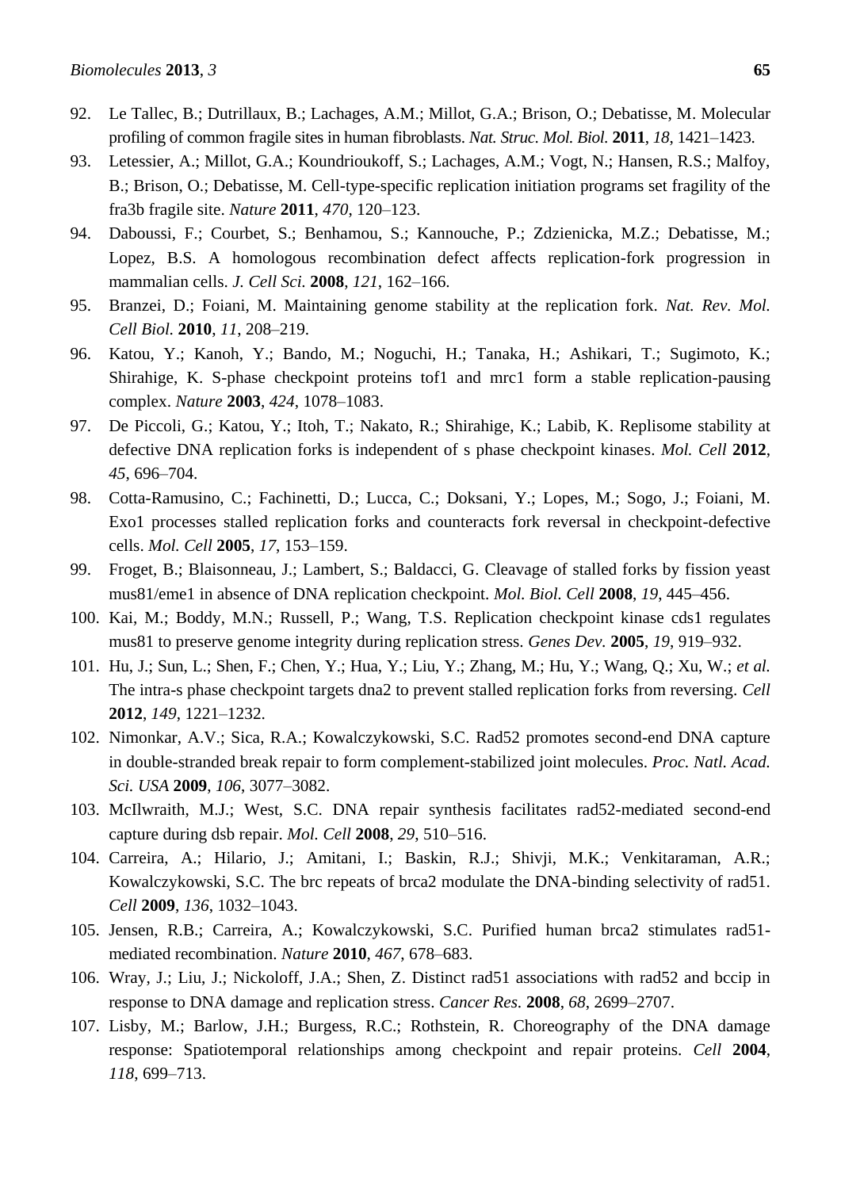92. Le Tallec, B.; Dutrillaux, B.; Lachages, A.M.; Millot, G.A.; Brison, O.; Debatisse, M. Molecular profiling of common fragile sites in human fibroblasts. *Nat. Struc. Mol. Biol.* **2011**, *18*, 1421–1423.
93. Letessier, A.; Millot, G.A.; Koundrioukoff, S.; Lachages, A.M.; Vogt, N.; Hansen, R.S.; Malfoy, B.; Brison, O.; Debatisse, M. Cell-type-specific replication initiation programs set fragility of the fra3b fragile site. *Nature* **2011**, *470*, 120–123.
94. Daboussi, F.; Courbet, S.; Benhamou, S.; Kannouche, P.; Zdzienicka, M.Z.; Debatisse, M.; Lopez, B.S. A homologous recombination defect affects replication-fork progression in mammalian cells. *J. Cell Sci.* **2008**, *121*, 162–166.
95. Branzei, D.; Foiani, M. Maintaining genome stability at the replication fork. *Nat. Rev. Mol. Cell Biol.* **2010**, *11*, 208–219.
96. Katou, Y.; Kanoh, Y.; Bando, M.; Noguchi, H.; Tanaka, H.; Ashikari, T.; Sugimoto, K.; Shirahige, K. S-phase checkpoint proteins tof1 and mrc1 form a stable replication-pausing complex. *Nature* **2003**, *424*, 1078–1083.
97. De Piccoli, G.; Katou, Y.; Itoh, T.; Nakato, R.; Shirahige, K.; Labib, K. Replisome stability at defective DNA replication forks is independent of s phase checkpoint kinases. *Mol. Cell* **2012**, *45*, 696–704.
98. Cotta-Ramusino, C.; Fachinetti, D.; Lucca, C.; Doksani, Y.; Lopes, M.; Sogo, J.; Foiani, M. Exo1 processes stalled replication forks and counteracts fork reversal in checkpoint-defective cells. *Mol. Cell* **2005**, *17*, 153–159.
99. Froget, B.; Blaisonneau, J.; Lambert, S.; Baldacci, G. Cleavage of stalled forks by fission yeast mus81/eme1 in absence of DNA replication checkpoint. *Mol. Biol. Cell* **2008**, *19*, 445–456.
100. Kai, M.; Boddy, M.N.; Russell, P.; Wang, T.S. Replication checkpoint kinase cds1 regulates mus81 to preserve genome integrity during replication stress. *Genes Dev.* **2005**, *19*, 919–932.
101. Hu, J.; Sun, L.; Shen, F.; Chen, Y.; Hua, Y.; Liu, Y.; Zhang, M.; Hu, Y.; Wang, Q.; Xu, W.; *et al.* The intra-s phase checkpoint targets dna2 to prevent stalled replication forks from reversing. *Cell* **2012**, *149*, 1221–1232.
102. Nimonkar, A.V.; Sica, R.A.; Kowalczykowski, S.C. Rad52 promotes second-end DNA capture in double-stranded break repair to form complement-stabilized joint molecules. *Proc. Natl. Acad. Sci. USA* **2009**, *106*, 3077–3082.
103. McIlwraith, M.J.; West, S.C. DNA repair synthesis facilitates rad52-mediated second-end capture during dsb repair. *Mol. Cell* **2008**, *29*, 510–516.
104. Carreira, A.; Hilario, J.; Amitani, I.; Baskin, R.J.; Shivji, M.K.; Venkitaraman, A.R.; Kowalczykowski, S.C. The brc repeats of brca2 modulate the DNA-binding selectivity of rad51. *Cell* **2009**, *136*, 1032–1043.
105. Jensen, R.B.; Carreira, A.; Kowalczykowski, S.C. Purified human brca2 stimulates rad51-mediated recombination. *Nature* **2010**, *467*, 678–683.
106. Wray, J.; Liu, J.; Nickoloff, J.A.; Shen, Z. Distinct rad51 associations with rad52 and bccip in response to DNA damage and replication stress. *Cancer Res.* **2008**, *68*, 2699–2707.
107. Lisby, M.; Barlow, J.H.; Burgess, R.C.; Rothstein, R. Choreography of the DNA damage response: Spatiotemporal relationships among checkpoint and repair proteins. *Cell* **2004**, *118*, 699–713.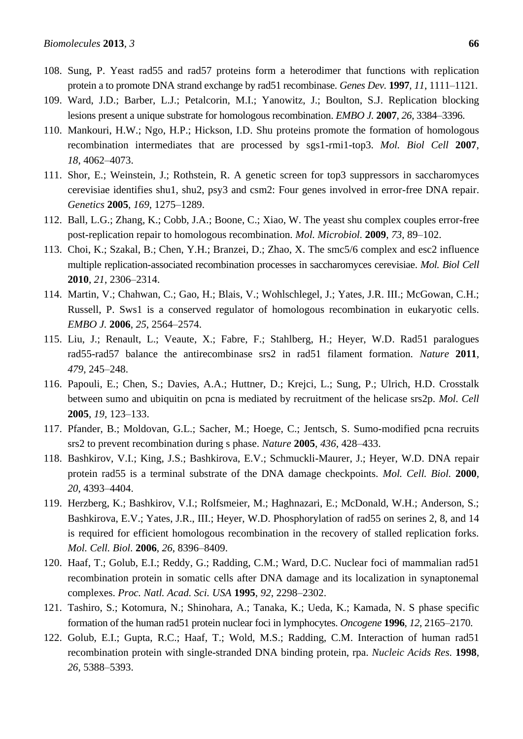108. Sung, P. Yeast rad55 and rad57 proteins form a heterodimer that functions with replication protein a to promote DNA strand exchange by rad51 recombinase. *Genes Dev.* **1997**, *11*, 1111–1121.
109. Ward, J.D.; Barber, L.J.; Petalcorin, M.I.; Yanowitz, J.; Boulton, S.J. Replication blocking lesions present a unique substrate for homologous recombination. *EMBO J.* **2007**, *26*, 3384–3396.
110. Mankouri, H.W.; Ngo, H.P.; Hickson, I.D. Shu proteins promote the formation of homologous recombination intermediates that are processed by sgs1-rmi1-top3. *Mol. Biol Cell* **2007**, *18*, 4062–4073.
111. Shor, E.; Weinstein, J.; Rothstein, R. A genetic screen for top3 suppressors in saccharomyces cerevisiae identifies shu1, shu2, psy3 and csm2: Four genes involved in error-free DNA repair. *Genetics* **2005**, *169*, 1275–1289.
112. Ball, L.G.; Zhang, K.; Cobb, J.A.; Boone, C.; Xiao, W. The yeast shu complex couples error-free post-replication repair to homologous recombination. *Mol. Microbiol.* **2009**, *73*, 89–102.
113. Choi, K.; Szakal, B.; Chen, Y.H.; Branzei, D.; Zhao, X. The smc5/6 complex and esc2 influence multiple replication-associated recombination processes in saccharomyces cerevisiae. *Mol. Biol Cell* **2010**, *21*, 2306–2314.
114. Martin, V.; Chahwan, C.; Gao, H.; Blais, V.; Wohlschlegel, J.; Yates, J.R. III.; McGowan, C.H.; Russell, P. Sws1 is a conserved regulator of homologous recombination in eukaryotic cells. *EMBO J.* **2006**, *25*, 2564–2574.
115. Liu, J.; Renault, L.; Veaute, X.; Fabre, F.; Stahlberg, H.; Heyer, W.D. Rad51 paralogues rad55-rad57 balance the antirecombinase srs2 in rad51 filament formation. *Nature* **2011**, *479*, 245–248.
116. Papouli, E.; Chen, S.; Davies, A.A.; Huttner, D.; Krejci, L.; Sung, P.; Ulrich, H.D. Crosstalk between sumo and ubiquitin on pcna is mediated by recruitment of the helicase srs2p. *Mol. Cell* **2005**, *19*, 123–133.
117. Pfander, B.; Moldovan, G.L.; Sacher, M.; Hoege, C.; Jentsch, S. Sumo-modified pcna recruits srs2 to prevent recombination during s phase. *Nature* **2005**, *436*, 428–433.
118. Bashkirov, V.I.; King, J.S.; Bashkirova, E.V.; Schmuckli-Maurer, J.; Heyer, W.D. DNA repair protein rad55 is a terminal substrate of the DNA damage checkpoints. *Mol. Cell. Biol.* **2000**, *20*, 4393–4404.
119. Herzberg, K.; Bashkirov, V.I.; Rolfsmeier, M.; Haghnazari, E.; McDonald, W.H.; Anderson, S.; Bashkirova, E.V.; Yates, J.R., III.; Heyer, W.D. Phosphorylation of rad55 on serines 2, 8, and 14 is required for efficient homologous recombination in the recovery of stalled replication forks. *Mol. Cell. Biol.* **2006**, *26*, 8396–8409.
120. Haaf, T.; Golub, E.I.; Reddy, G.; Radding, C.M.; Ward, D.C. Nuclear foci of mammalian rad51 recombination protein in somatic cells after DNA damage and its localization in synaptonemal complexes. *Proc. Natl. Acad. Sci. USA* **1995**, *92*, 2298–2302.
121. Tashiro, S.; Kotomura, N.; Shinohara, A.; Tanaka, K.; Ueda, K.; Kamada, N. S phase specific formation of the human rad51 protein nuclear foci in lymphocytes. *Oncogene* **1996**, *12*, 2165–2170.
122. Golub, E.I.; Gupta, R.C.; Haaf, T.; Wold, M.S.; Radding, C.M. Interaction of human rad51 recombination protein with single-stranded DNA binding protein, rpa. *Nucleic Acids Res.* **1998**, *26*, 5388–5393.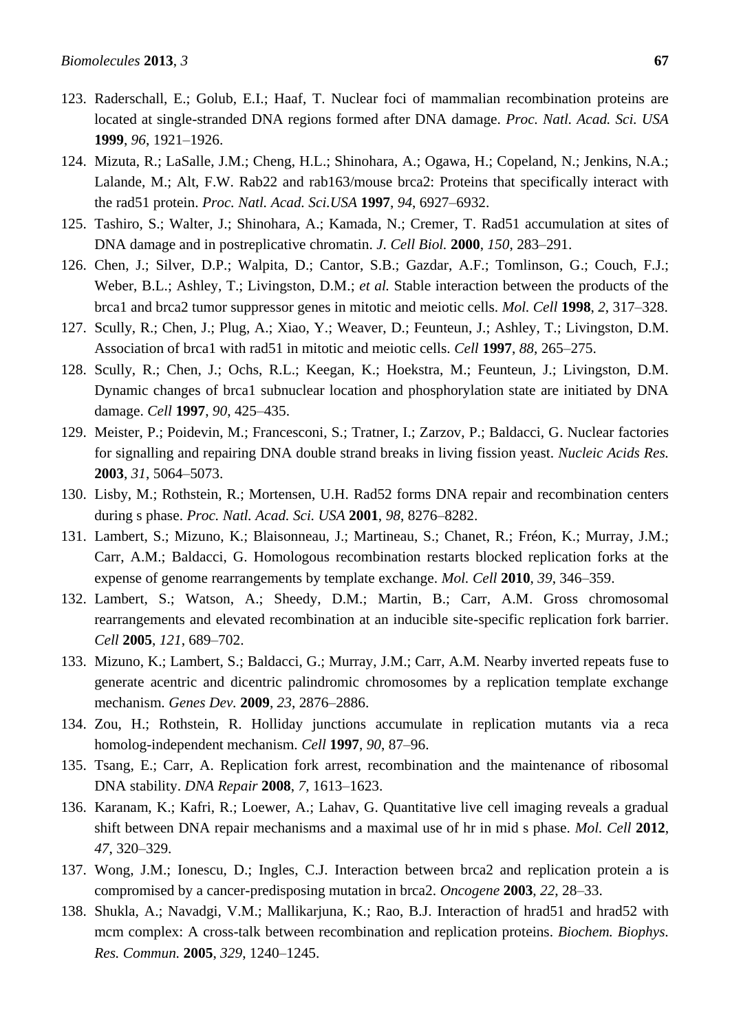123. Raderschall, E.; Golub, E.I.; Haaf, T. Nuclear foci of mammalian recombination proteins are located at single-stranded DNA regions formed after DNA damage. *Proc. Natl. Acad. Sci. USA* **1999**, *96*, 1921–1926.
124. Mizuta, R.; LaSalle, J.M.; Cheng, H.L.; Shinohara, A.; Ogawa, H.; Copeland, N.; Jenkins, N.A.; Lalande, M.; Alt, F.W. Rab22 and rab163/mouse brca2: Proteins that specifically interact with the rad51 protein. *Proc. Natl. Acad. Sci.USA* **1997**, *94*, 6927–6932.
125. Tashiro, S.; Walter, J.; Shinohara, A.; Kamada, N.; Cremer, T. Rad51 accumulation at sites of DNA damage and in postreplicative chromatin. *J. Cell Biol.* **2000**, *150*, 283–291.
126. Chen, J.; Silver, D.P.; Walpita, D.; Cantor, S.B.; Gazdar, A.F.; Tomlinson, G.; Couch, F.J.; Weber, B.L.; Ashley, T.; Livingston, D.M.; *et al.* Stable interaction between the products of the brca1 and brca2 tumor suppressor genes in mitotic and meiotic cells. *Mol. Cell* **1998**, *2*, 317–328.
127. Scully, R.; Chen, J.; Plug, A.; Xiao, Y.; Weaver, D.; Feunteun, J.; Ashley, T.; Livingston, D.M. Association of brca1 with rad51 in mitotic and meiotic cells. *Cell* **1997**, *88*, 265–275.
128. Scully, R.; Chen, J.; Ochs, R.L.; Keegan, K.; Hoekstra, M.; Feunteun, J.; Livingston, D.M. Dynamic changes of brca1 subnuclear location and phosphorylation state are initiated by DNA damage. *Cell* **1997**, *90*, 425–435.
129. Meister, P.; Poidevin, M.; Francesconi, S.; Tratner, I.; Zarzov, P.; Baldacci, G. Nuclear factories for signalling and repairing DNA double strand breaks in living fission yeast. *Nucleic Acids Res.* **2003**, *31*, 5064–5073.
130. Lisby, M.; Rothstein, R.; Mortensen, U.H. Rad52 forms DNA repair and recombination centers during s phase. *Proc. Natl. Acad. Sci. USA* **2001**, *98*, 8276–8282.
131. Lambert, S.; Mizuno, K.; Blaisonneau, J.; Martineau, S.; Chanet, R.; Fréon, K.; Murray, J.M.; Carr, A.M.; Baldacci, G. Homologous recombination restarts blocked replication forks at the expense of genome rearrangements by template exchange. *Mol. Cell* **2010**, *39*, 346–359.
132. Lambert, S.; Watson, A.; Sheedy, D.M.; Martin, B.; Carr, A.M. Gross chromosomal rearrangements and elevated recombination at an inducible site-specific replication fork barrier. *Cell* **2005**, *121*, 689–702.
133. Mizuno, K.; Lambert, S.; Baldacci, G.; Murray, J.M.; Carr, A.M. Nearby inverted repeats fuse to generate acentric and dicentric palindromic chromosomes by a replication template exchange mechanism. *Genes Dev.* **2009**, *23*, 2876–2886.
134. Zou, H.; Rothstein, R. Holliday junctions accumulate in replication mutants via a reca homolog-independent mechanism. *Cell* **1997**, *90*, 87–96.
135. Tsang, E.; Carr, A. Replication fork arrest, recombination and the maintenance of ribosomal DNA stability. *DNA Repair* **2008**, *7*, 1613–1623.
136. Karanam, K.; Kafri, R.; Loewer, A.; Lahav, G. Quantitative live cell imaging reveals a gradual shift between DNA repair mechanisms and a maximal use of hr in mid s phase. *Mol. Cell* **2012**, *47*, 320–329.
137. Wong, J.M.; Ionescu, D.; Ingles, C.J. Interaction between brca2 and replication protein a is compromised by a cancer-predisposing mutation in brca2. *Oncogene* **2003**, *22*, 28–33.
138. Shukla, A.; Navadgi, V.M.; Mallikarjuna, K.; Rao, B.J. Interaction of hrad51 and hrad52 with mcm complex: A cross-talk between recombination and replication proteins. *Biochem. Biophys. Res. Commun.* **2005**, *329*, 1240–1245.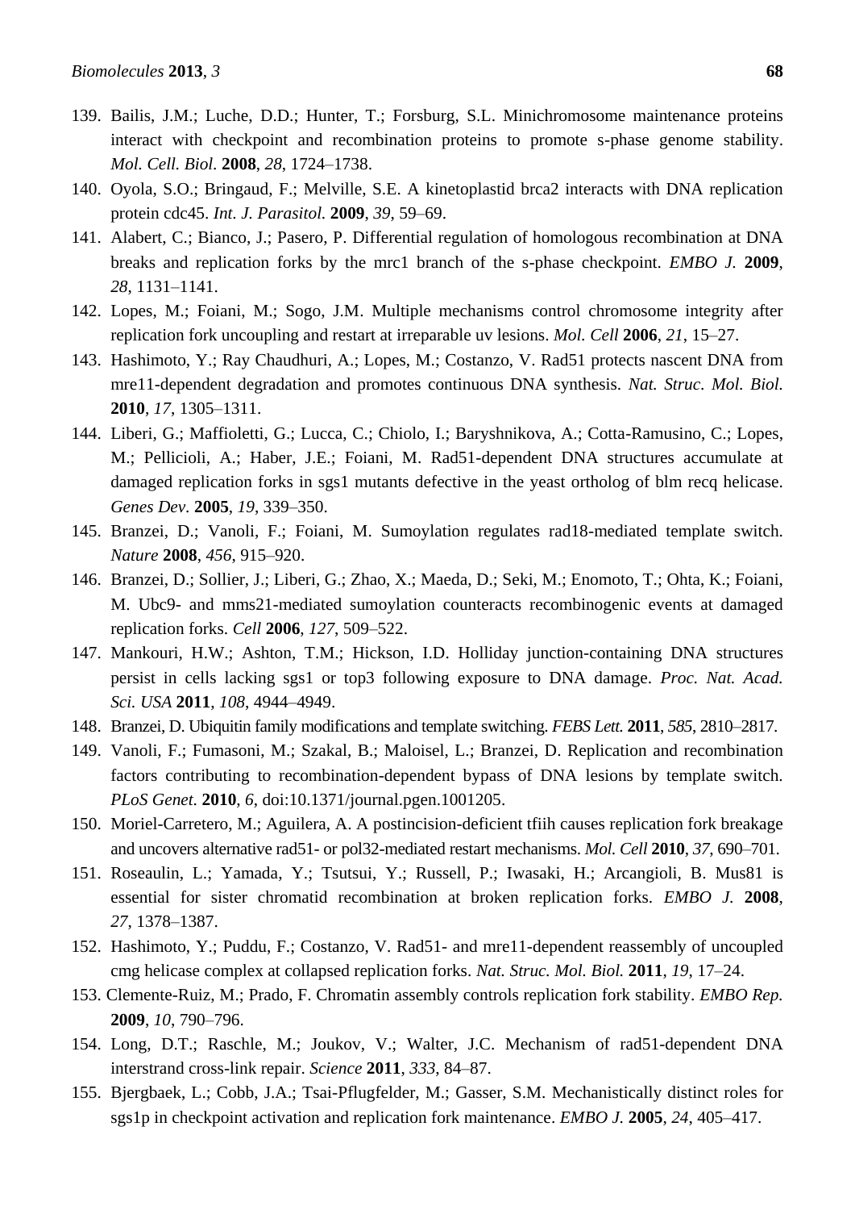139. Bailis, J.M.; Luche, D.D.; Hunter, T.; Forsburg, S.L. Minichromosome maintenance proteins interact with checkpoint and recombination proteins to promote s-phase genome stability. *Mol. Cell. Biol.* **2008**, *28*, 1724–1738.
140. Oyola, S.O.; Bringaud, F.; Melville, S.E. A kinetoplastid brca2 interacts with DNA replication protein cdc45. *Int. J. Parasitol.* **2009**, *39*, 59–69.
141. Alabert, C.; Bianco, J.; Pasero, P. Differential regulation of homologous recombination at DNA breaks and replication forks by the mrc1 branch of the s-phase checkpoint. *EMBO J.* **2009**, *28*, 1131–1141.
142. Lopes, M.; Foiani, M.; Sogo, J.M. Multiple mechanisms control chromosome integrity after replication fork uncoupling and restart at irreparable uv lesions. *Mol. Cell* **2006**, *21*, 15–27.
143. Hashimoto, Y.; Ray Chaudhuri, A.; Lopes, M.; Costanzo, V. Rad51 protects nascent DNA from mre11-dependent degradation and promotes continuous DNA synthesis. *Nat. Struc. Mol. Biol.* **2010**, *17*, 1305–1311.
144. Liberi, G.; Maffioletti, G.; Lucca, C.; Chiolo, I.; Baryshnikova, A.; Cotta-Ramusino, C.; Lopes, M.; Pellicioli, A.; Haber, J.E.; Foiani, M. Rad51-dependent DNA structures accumulate at damaged replication forks in sgs1 mutants defective in the yeast ortholog of blm recq helicase. *Genes Dev.* **2005**, *19*, 339–350.
145. Branzei, D.; Vanoli, F.; Foiani, M. Sumoylation regulates rad18-mediated template switch. *Nature* **2008**, *456*, 915–920.
146. Branzei, D.; Sollier, J.; Liberi, G.; Zhao, X.; Maeda, D.; Seki, M.; Enomoto, T.; Ohta, K.; Foiani, M. Ubc9- and mms21-mediated sumoylation counteracts recombinogenic events at damaged replication forks. *Cell* **2006**, *127*, 509–522.
147. Mankouri, H.W.; Ashton, T.M.; Hickson, I.D. Holliday junction-containing DNA structures persist in cells lacking sgs1 or top3 following exposure to DNA damage. *Proc. Nat. Acad. Sci. USA* **2011**, *108*, 4944–4949.
148. Branzei, D. Ubiquitin family modifications and template switching. *FEBS Lett.* **2011**, *585*, 2810–2817.
149. Vanoli, F.; Fumasoni, M.; Szakal, B.; Maloisel, L.; Branzei, D. Replication and recombination factors contributing to recombination-dependent bypass of DNA lesions by template switch. *PLoS Genet.* **2010**, *6*, doi:10.1371/journal.pgen.1001205.
150. Moriel-Carretero, M.; Aguilera, A. A postincision-deficient tfiih causes replication fork breakage and uncovers alternative rad51- or pol32-mediated restart mechanisms. *Mol. Cell* **2010**, *37*, 690–701.
151. Roseaulin, L.; Yamada, Y.; Tsutsui, Y.; Russell, P.; Iwasaki, H.; Arcangioli, B. Mus81 is essential for sister chromatid recombination at broken replication forks. *EMBO J.* **2008**, *27*, 1378–1387.
152. Hashimoto, Y.; Puddu, F.; Costanzo, V. Rad51- and mre11-dependent reassembly of uncoupled cmg helicase complex at collapsed replication forks. *Nat. Struc. Mol. Biol.* **2011**, *19*, 17–24.
153. Clemente-Ruiz, M.; Prado, F. Chromatin assembly controls replication fork stability. *EMBO Rep.* **2009**, *10*, 790–796.
154. Long, D.T.; Raschle, M.; Joukov, V.; Walter, J.C. Mechanism of rad51-dependent DNA interstrand cross-link repair. *Science* **2011**, *333*, 84–87.
155. Bjergbaek, L.; Cobb, J.A.; Tsai-Pflugfelder, M.; Gasser, S.M. Mechanistically distinct roles for sgs1p in checkpoint activation and replication fork maintenance. *EMBO J.* **2005**, *24*, 405–417.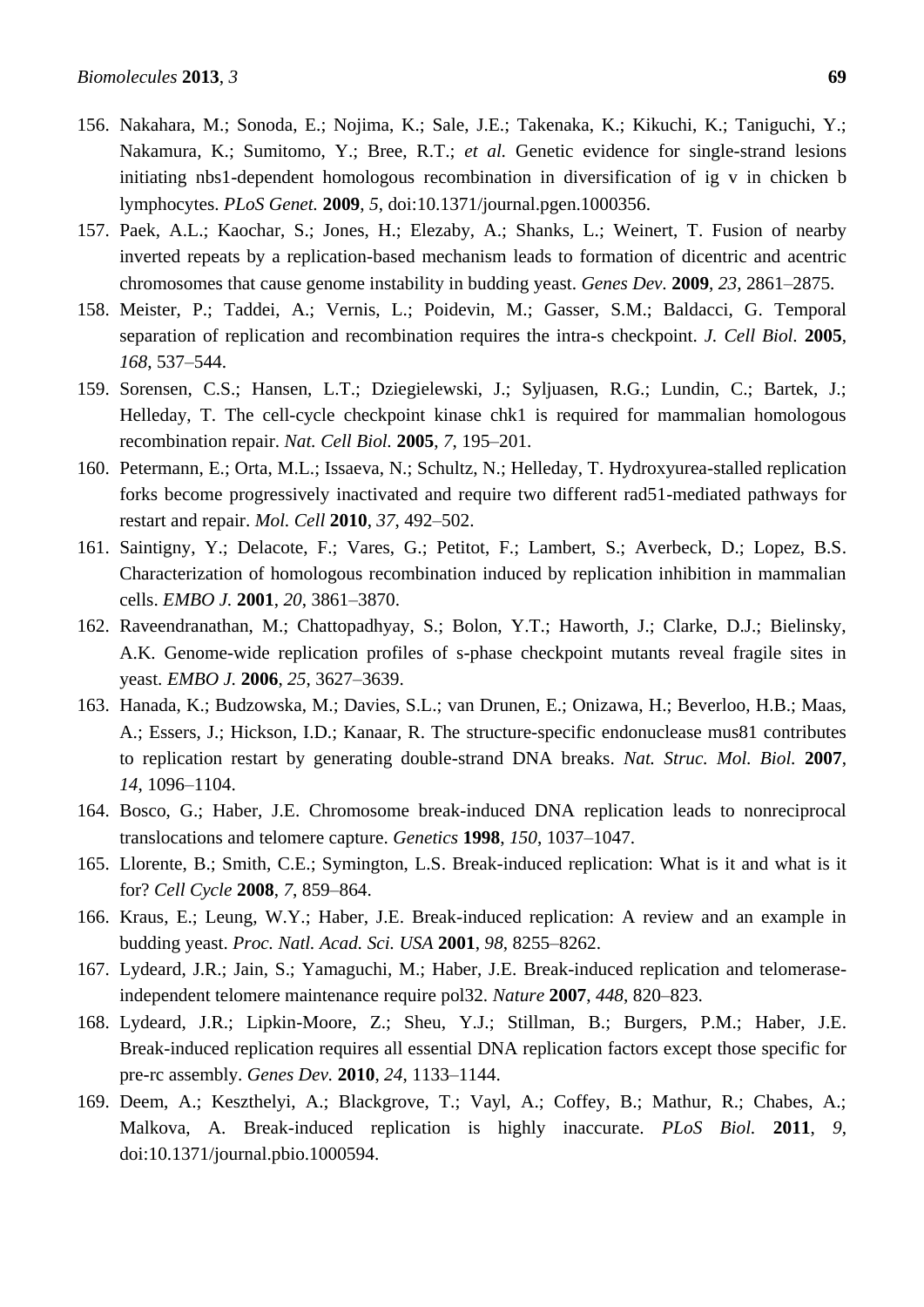156. Nakahara, M.; Sonoda, E.; Nojima, K.; Sale, J.E.; Takenaka, K.; Kikuchi, K.; Taniguchi, Y.; Nakamura, K.; Sumitomo, Y.; Bree, R.T.; *et al.* Genetic evidence for single-strand lesions initiating nbs1-dependent homologous recombination in diversification of ig v in chicken b lymphocytes. *PLoS Genet.* **2009**, *5*, doi:10.1371/journal.pgen.1000356.
157. Paek, A.L.; Kaochar, S.; Jones, H.; Elezaby, A.; Shanks, L.; Weinert, T. Fusion of nearby inverted repeats by a replication-based mechanism leads to formation of dicentric and acentric chromosomes that cause genome instability in budding yeast. *Genes Dev.* **2009**, *23*, 2861–2875.
158. Meister, P.; Taddei, A.; Vernis, L.; Poidevin, M.; Gasser, S.M.; Baldacci, G. Temporal separation of replication and recombination requires the intra-s checkpoint. *J. Cell Biol.* **2005**, *168*, 537–544.
159. Sorensen, C.S.; Hansen, L.T.; Dziegielewski, J.; Syljuasen, R.G.; Lundin, C.; Bartek, J.; Helleday, T. The cell-cycle checkpoint kinase chk1 is required for mammalian homologous recombination repair. *Nat. Cell Biol.* **2005**, *7*, 195–201.
160. Petermann, E.; Orta, M.L.; Issaeva, N.; Schultz, N.; Helleday, T. Hydroxyurea-stalled replication forks become progressively inactivated and require two different rad51-mediated pathways for restart and repair. *Mol. Cell* **2010**, *37*, 492–502.
161. Saintigny, Y.; Delacote, F.; Vares, G.; Petitot, F.; Lambert, S.; Averbeck, D.; Lopez, B.S. Characterization of homologous recombination induced by replication inhibition in mammalian cells. *EMBO J.* **2001**, *20*, 3861–3870.
162. Raveendranathan, M.; Chattopadhyay, S.; Bolon, Y.T.; Haworth, J.; Clarke, D.J.; Bielinsky, A.K. Genome-wide replication profiles of s-phase checkpoint mutants reveal fragile sites in yeast. *EMBO J.* **2006**, *25*, 3627–3639.
163. Hanada, K.; Budzowska, M.; Davies, S.L.; van Drunen, E.; Onizawa, H.; Beverloo, H.B.; Maas, A.; Essers, J.; Hickson, I.D.; Kanaar, R. The structure-specific endonuclease mus81 contributes to replication restart by generating double-strand DNA breaks. *Nat. Struc. Mol. Biol.* **2007**, *14*, 1096–1104.
164. Bosco, G.; Haber, J.E. Chromosome break-induced DNA replication leads to nonreciprocal translocations and telomere capture. *Genetics* **1998**, *150*, 1037–1047.
165. Llorente, B.; Smith, C.E.; Symington, L.S. Break-induced replication: What is it and what is it for? *Cell Cycle* **2008**, *7*, 859–864.
166. Kraus, E.; Leung, W.Y.; Haber, J.E. Break-induced replication: A review and an example in budding yeast. *Proc. Natl. Acad. Sci. USA* **2001**, *98*, 8255–8262.
167. Lydeard, J.R.; Jain, S.; Yamaguchi, M.; Haber, J.E. Break-induced replication and telomerase-independent telomere maintenance require pol32. *Nature* **2007**, *448*, 820–823.
168. Lydeard, J.R.; Lipkin-Moore, Z.; Sheu, Y.J.; Stillman, B.; Burgers, P.M.; Haber, J.E. Break-induced replication requires all essential DNA replication factors except those specific for pre-rc assembly. *Genes Dev.* **2010**, *24*, 1133–1144.
169. Deem, A.; Keszthelyi, A.; Blackgrove, T.; Vayl, A.; Coffey, B.; Mathur, R.; Chabes, A.; Malkova, A. Break-induced replication is highly inaccurate. *PLoS Biol.* **2011**, *9*, doi:10.1371/journal.pbio.1000594.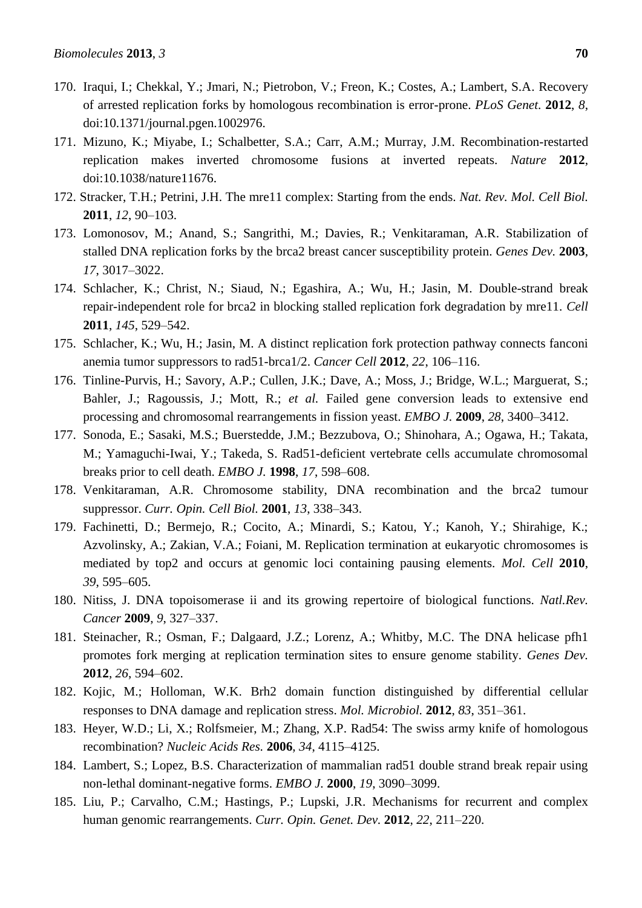170. Iraqui, I.; Chekkal, Y.; Jmari, N.; Pietrobon, V.; Freon, K.; Costes, A.; Lambert, S.A. Recovery of arrested replication forks by homologous recombination is error-prone. *PLoS Genet.* **2012**, *8*, doi:10.1371/journal.pgen.1002976.
171. Mizuno, K.; Miyabe, I.; Schalbetter, S.A.; Carr, A.M.; Murray, J.M. Recombination-restarted replication makes inverted chromosome fusions at inverted repeats. *Nature* **2012**, doi:10.1038/nature11676.
172. Stracker, T.H.; Petrini, J.H. The mre11 complex: Starting from the ends. *Nat. Rev. Mol. Cell Biol.* **2011**, *12*, 90–103.
173. Lomonosov, M.; Anand, S.; Sangrithi, M.; Davies, R.; Venkitaraman, A.R. Stabilization of stalled DNA replication forks by the brca2 breast cancer susceptibility protein. *Genes Dev.* **2003**, *17*, 3017–3022.
174. Schlacher, K.; Christ, N.; Siaud, N.; Egashira, A.; Wu, H.; Jasin, M. Double-strand break repair-independent role for brca2 in blocking stalled replication fork degradation by mre11. *Cell* **2011**, *145*, 529–542.
175. Schlacher, K.; Wu, H.; Jasin, M. A distinct replication fork protection pathway connects fanconi anemia tumor suppressors to rad51-brca1/2. *Cancer Cell* **2012**, *22*, 106–116.
176. Tinline-Purvis, H.; Savory, A.P.; Cullen, J.K.; Dave, A.; Moss, J.; Bridge, W.L.; Marguerat, S.; Bahler, J.; Ragoussis, J.; Mott, R.; *et al.* Failed gene conversion leads to extensive end processing and chromosomal rearrangements in fission yeast. *EMBO J.* **2009**, *28*, 3400–3412.
177. Sonoda, E.; Sasaki, M.S.; Buerstedde, J.M.; Bezzubova, O.; Shinohara, A.; Ogawa, H.; Takata, M.; Yamaguchi-Iwai, Y.; Takeda, S. Rad51-deficient vertebrate cells accumulate chromosomal breaks prior to cell death. *EMBO J.* **1998**, *17*, 598–608.
178. Venkitaraman, A.R. Chromosome stability, DNA recombination and the brca2 tumour suppressor. *Curr. Opin. Cell Biol.* **2001**, *13*, 338–343.
179. Fachinetti, D.; Bermejo, R.; Cocito, A.; Minardi, S.; Katou, Y.; Kanoh, Y.; Shirahige, K.; Azvolinsky, A.; Zakian, V.A.; Foiani, M. Replication termination at eukaryotic chromosomes is mediated by top2 and occurs at genomic loci containing pausing elements. *Mol. Cell* **2010**, *39*, 595–605.
180. Nitiss, J. DNA topoisomerase ii and its growing repertoire of biological functions. *Natl.Rev. Cancer* **2009**, *9*, 327–337.
181. Steinacher, R.; Osman, F.; Dalgaard, J.Z.; Lorenz, A.; Whitby, M.C. The DNA helicase pfh1 promotes fork merging at replication termination sites to ensure genome stability. *Genes Dev.* **2012**, *26*, 594–602.
182. Kojic, M.; Holloman, W.K. Brh2 domain function distinguished by differential cellular responses to DNA damage and replication stress. *Mol. Microbiol.* **2012**, *83*, 351–361.
183. Heyer, W.D.; Li, X.; Rolfsmeier, M.; Zhang, X.P. Rad54: The swiss army knife of homologous recombination? *Nucleic Acids Res.* **2006**, *34*, 4115–4125.
184. Lambert, S.; Lopez, B.S. Characterization of mammalian rad51 double strand break repair using non-lethal dominant-negative forms. *EMBO J.* **2000**, *19*, 3090–3099.
185. Liu, P.; Carvalho, C.M.; Hastings, P.; Lupski, J.R. Mechanisms for recurrent and complex human genomic rearrangements. *Curr. Opin. Genet. Dev.* **2012**, *22*, 211–220.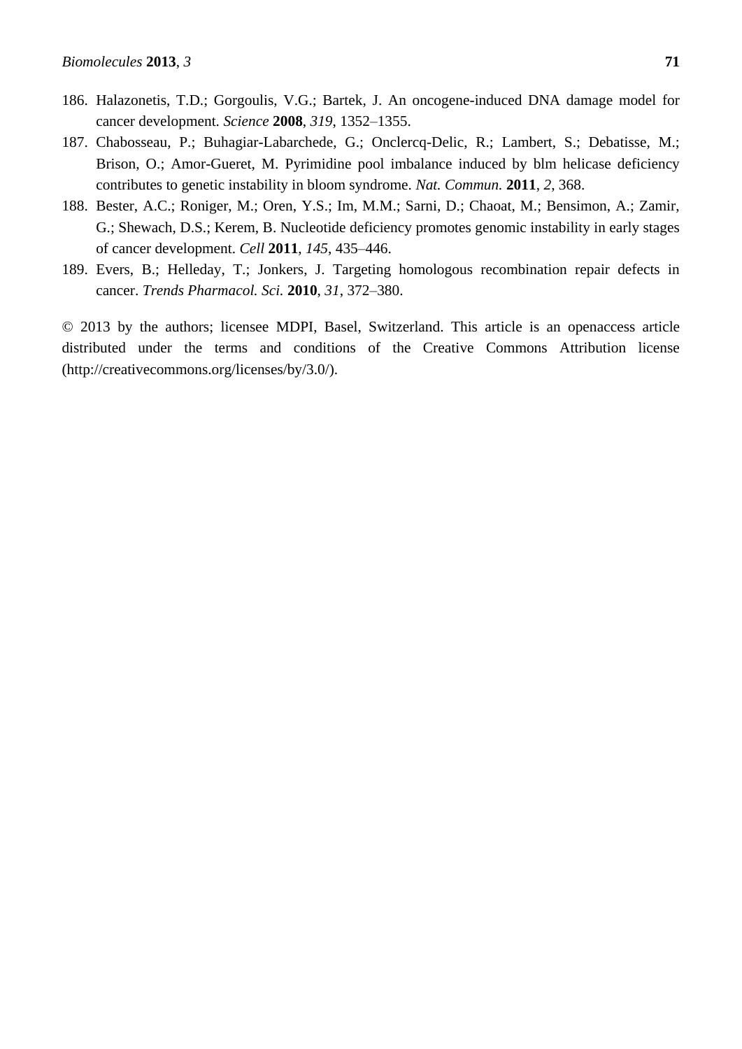186. Halazonetis, T.D.; Gorgoulis, V.G.; Bartek, J. An oncogene-induced DNA damage model for cancer development. *Science* **2008**, *319*, 1352–1355.
187. Chabosseau, P.; Buhagiar-Labarchede, G.; Onclercq-Delic, R.; Lambert, S.; Debatisse, M.; Brison, O.; Amor-Gueret, M. Pyrimidine pool imbalance induced by blm helicase deficiency contributes to genetic instability in bloom syndrome. *Nat. Commun.* **2011**, *2*, 368.
188. Bester, A.C.; Roniger, M.; Oren, Y.S.; Im, M.M.; Sarni, D.; Chaoat, M.; Bensimon, A.; Zamir, G.; Shewach, D.S.; Kerem, B. Nucleotide deficiency promotes genomic instability in early stages of cancer development. *Cell* **2011**, *145*, 435–446.
189. Evers, B.; Helleday, T.; Jonkers, J. Targeting homologous recombination repair defects in cancer. *Trends Pharmacol. Sci.* **2010**, *31*, 372–380.

© 2013 by the authors; licensee MDPI, Basel, Switzerland. This article is an openaccess article distributed under the terms and conditions of the Creative Commons Attribution license (http://creativecommons.org/licenses/by/3.0/).